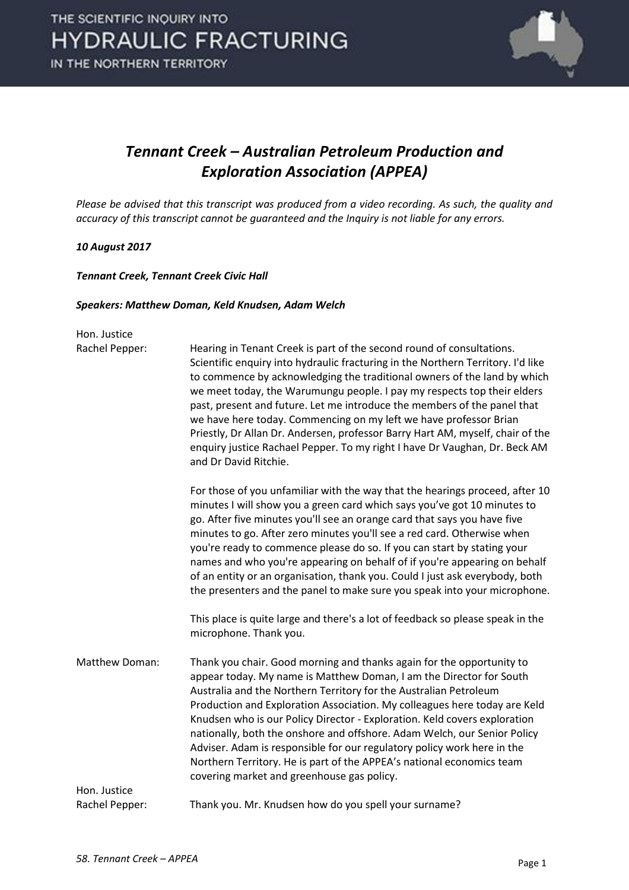# *Tennant Creek – Australian Petroleum Production and Exploration Association (APPEA)*

*Please be advised that this transcript was produced from a video recording. As such, the quality and accuracy of this transcript cannot be guaranteed and the Inquiry is not liable for any errors.*

***10 August 2017***

***Tennant Creek, Tennant Creek Civic Hall***

***Speakers: Matthew Doman, Keld Knudsen, Adam Welch***

Hon. Justice Rachel Pepper: Hearing in Tenant Creek is part of the second round of consultations. Scientific enquiry into hydraulic fracturing in the Northern Territory. I'd like to commence by acknowledging the traditional owners of the land by which we meet today, the Warumungu people. I pay my respects top their elders past, present and future. Let me introduce the members of the panel that we have here today. Commencing on my left we have professor Brian Priestly, Dr Allan Dr. Andersen, professor Barry Hart AM, myself, chair of the enquiry justice Rachael Pepper. To my right I have Dr Vaughan, Dr. Beck AM and Dr David Ritchie.

For those of you unfamiliar with the way that the hearings proceed, after 10 minutes I will show you a green card which says you've got 10 minutes to go. After five minutes you'll see an orange card that says you have five minutes to go. After zero minutes you'll see a red card. Otherwise when you're ready to commence please do so. If you can start by stating your names and who you're appearing on behalf of if you're appearing on behalf of an entity or an organisation, thank you. Could I just ask everybody, both the presenters and the panel to make sure you speak into your microphone.

This place is quite large and there's a lot of feedback so please speak in the microphone. Thank you.

Matthew Doman: Thank you chair. Good morning and thanks again for the opportunity to appear today. My name is Matthew Doman, I am the Director for South Australia and the Northern Territory for the Australian Petroleum Production and Exploration Association. My colleagues here today are Keld Knudsen who is our Policy Director - Exploration. Keld covers exploration nationally, both the onshore and offshore. Adam Welch, our Senior Policy Adviser. Adam is responsible for our regulatory policy work here in the Northern Territory. He is part of the APPEA's national economics team covering market and greenhouse gas policy.

Hon. Justice Rachel Pepper: Thank you. Mr. Knudsen how do you spell your surname?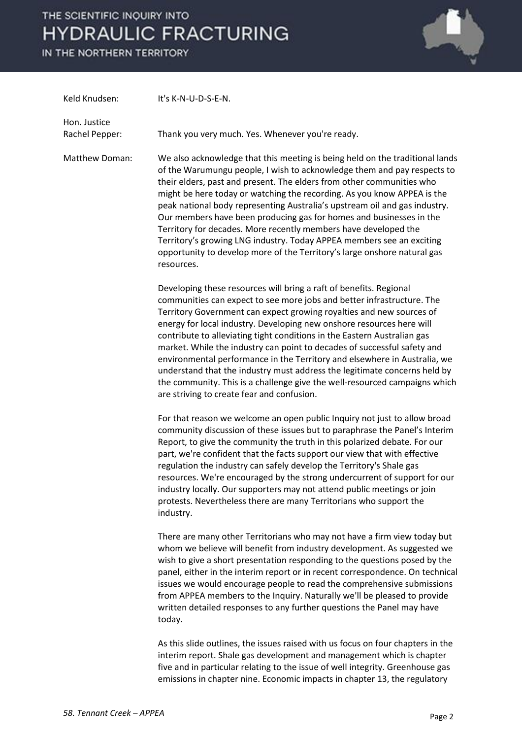Keld Knudsen: It's K-N-U-D-S-E-N.

Hon. Justice Rachel Pepper: Thank you very much. Yes. Whenever you're ready.

Matthew Doman: We also acknowledge that this meeting is being held on the traditional lands of the Warumungu people, I wish to acknowledge them and pay respects to their elders, past and present. The elders from other communities who might be here today or watching the recording. As you know APPEA is the peak national body representing Australia's upstream oil and gas industry. Our members have been producing gas for homes and businesses in the Territory for decades. More recently members have developed the Territory's growing LNG industry. Today APPEA members see an exciting opportunity to develop more of the Territory's large onshore natural gas resources.

Developing these resources will bring a raft of benefits. Regional communities can expect to see more jobs and better infrastructure. The Territory Government can expect growing royalties and new sources of energy for local industry. Developing new onshore resources here will contribute to alleviating tight conditions in the Eastern Australian gas market. While the industry can point to decades of successful safety and environmental performance in the Territory and elsewhere in Australia, we understand that the industry must address the legitimate concerns held by the community. This is a challenge give the well-resourced campaigns which are striving to create fear and confusion.

For that reason we welcome an open public Inquiry not just to allow broad community discussion of these issues but to paraphrase the Panel's Interim Report, to give the community the truth in this polarized debate. For our part, we're confident that the facts support our view that with effective regulation the industry can safely develop the Territory's Shale gas resources. We're encouraged by the strong undercurrent of support for our industry locally. Our supporters may not attend public meetings or join protests. Nevertheless there are many Territorians who support the industry.

There are many other Territorians who may not have a firm view today but whom we believe will benefit from industry development. As suggested we wish to give a short presentation responding to the questions posed by the panel, either in the interim report or in recent correspondence. On technical issues we would encourage people to read the comprehensive submissions from APPEA members to the Inquiry. Naturally we'll be pleased to provide written detailed responses to any further questions the Panel may have today.

As this slide outlines, the issues raised with us focus on four chapters in the interim report. Shale gas development and management which is chapter five and in particular relating to the issue of well integrity. Greenhouse gas emissions in chapter nine. Economic impacts in chapter 13, the regulatory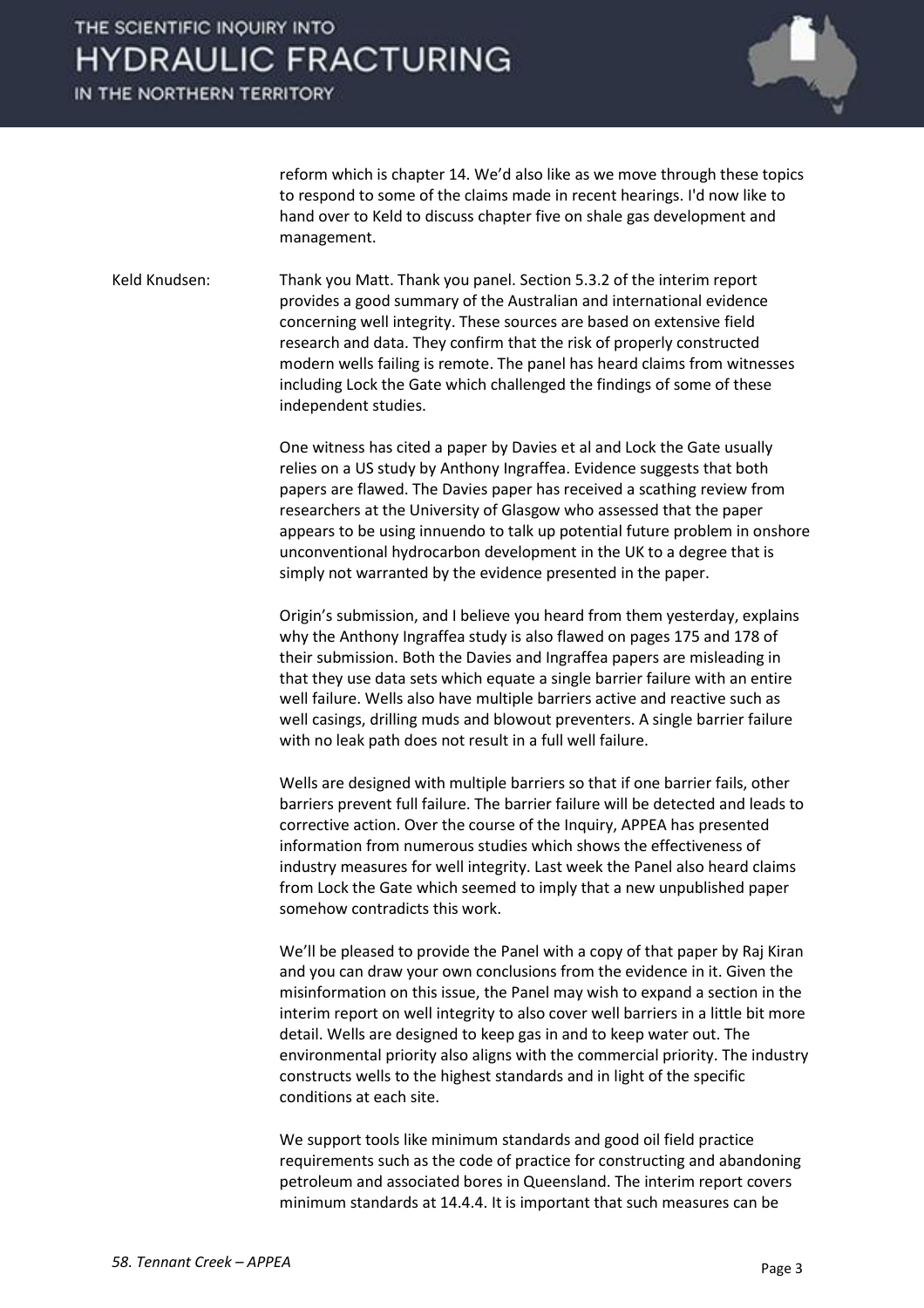reform which is chapter 14. We'd also like as we move through these topics to respond to some of the claims made in recent hearings. I'd now like to hand over to Keld to discuss chapter five on shale gas development and management.

Keld Knudsen: Thank you Matt. Thank you panel. Section 5.3.2 of the interim report provides a good summary of the Australian and international evidence concerning well integrity. These sources are based on extensive field research and data. They confirm that the risk of properly constructed modern wells failing is remote. The panel has heard claims from witnesses including Lock the Gate which challenged the findings of some of these independent studies.

One witness has cited a paper by Davies et al and Lock the Gate usually relies on a US study by Anthony Ingraffea. Evidence suggests that both papers are flawed. The Davies paper has received a scathing review from researchers at the University of Glasgow who assessed that the paper appears to be using innuendo to talk up potential future problem in onshore unconventional hydrocarbon development in the UK to a degree that is simply not warranted by the evidence presented in the paper.

Origin's submission, and I believe you heard from them yesterday, explains why the Anthony Ingraffea study is also flawed on pages 175 and 178 of their submission. Both the Davies and Ingraffea papers are misleading in that they use data sets which equate a single barrier failure with an entire well failure. Wells also have multiple barriers active and reactive such as well casings, drilling muds and blowout preventers. A single barrier failure with no leak path does not result in a full well failure.

Wells are designed with multiple barriers so that if one barrier fails, other barriers prevent full failure. The barrier failure will be detected and leads to corrective action. Over the course of the Inquiry, APPEA has presented information from numerous studies which shows the effectiveness of industry measures for well integrity. Last week the Panel also heard claims from Lock the Gate which seemed to imply that a new unpublished paper somehow contradicts this work.

We'll be pleased to provide the Panel with a copy of that paper by Raj Kiran and you can draw your own conclusions from the evidence in it. Given the misinformation on this issue, the Panel may wish to expand a section in the interim report on well integrity to also cover well barriers in a little bit more detail. Wells are designed to keep gas in and to keep water out. The environmental priority also aligns with the commercial priority. The industry constructs wells to the highest standards and in light of the specific conditions at each site.

We support tools like minimum standards and good oil field practice requirements such as the code of practice for constructing and abandoning petroleum and associated bores in Queensland. The interim report covers minimum standards at 14.4.4. It is important that such measures can be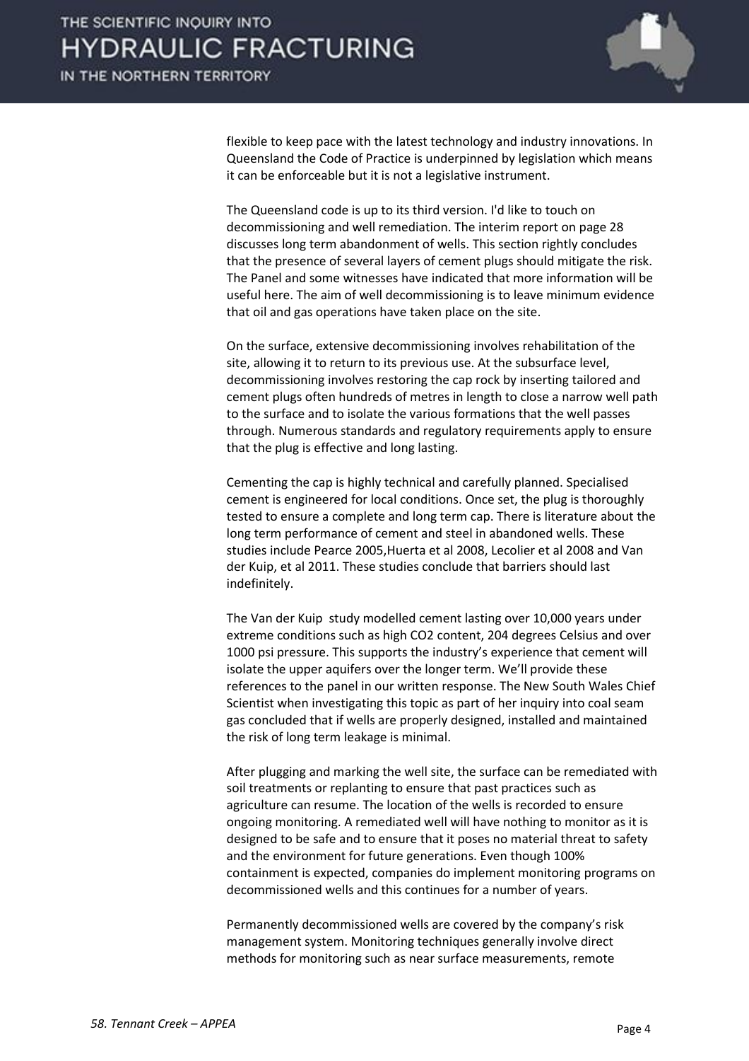flexible to keep pace with the latest technology and industry innovations. In Queensland the Code of Practice is underpinned by legislation which means it can be enforceable but it is not a legislative instrument.

The Queensland code is up to its third version. I'd like to touch on decommissioning and well remediation. The interim report on page 28 discusses long term abandonment of wells. This section rightly concludes that the presence of several layers of cement plugs should mitigate the risk. The Panel and some witnesses have indicated that more information will be useful here. The aim of well decommissioning is to leave minimum evidence that oil and gas operations have taken place on the site.

On the surface, extensive decommissioning involves rehabilitation of the site, allowing it to return to its previous use. At the subsurface level, decommissioning involves restoring the cap rock by inserting tailored and cement plugs often hundreds of metres in length to close a narrow well path to the surface and to isolate the various formations that the well passes through. Numerous standards and regulatory requirements apply to ensure that the plug is effective and long lasting.

Cementing the cap is highly technical and carefully planned. Specialised cement is engineered for local conditions. Once set, the plug is thoroughly tested to ensure a complete and long term cap. There is literature about the long term performance of cement and steel in abandoned wells. These studies include Pearce 2005,Huerta et al 2008, Lecolier et al 2008 and Van der Kuip, et al 2011. These studies conclude that barriers should last indefinitely.

The Van der Kuip study modelled cement lasting over 10,000 years under extreme conditions such as high $CO_2$ content, 204 degrees Celsius and over 1000 psi pressure. This supports the industry's experience that cement will isolate the upper aquifers over the longer term. We'll provide these references to the panel in our written response. The New South Wales Chief Scientist when investigating this topic as part of her inquiry into coal seam gas concluded that if wells are properly designed, installed and maintained the risk of long term leakage is minimal.

After plugging and marking the well site, the surface can be remediated with soil treatments or replanting to ensure that past practices such as agriculture can resume. The location of the wells is recorded to ensure ongoing monitoring. A remediated well will have nothing to monitor as it is designed to be safe and to ensure that it poses no material threat to safety and the environment for future generations. Even though 100% containment is expected, companies do implement monitoring programs on decommissioned wells and this continues for a number of years.

Permanently decommissioned wells are covered by the company's risk management system. Monitoring techniques generally involve direct methods for monitoring such as near surface measurements, remote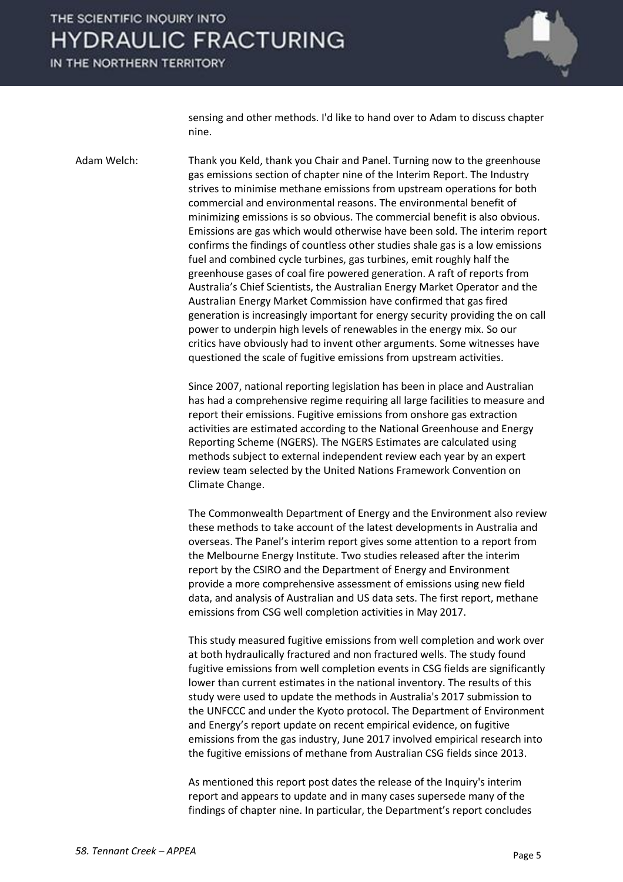sensing and other methods. I'd like to hand over to Adam to discuss chapter nine.

Adam Welch: Thank you Keld, thank you Chair and Panel. Turning now to the greenhouse gas emissions section of chapter nine of the Interim Report. The Industry strives to minimise methane emissions from upstream operations for both commercial and environmental reasons. The environmental benefit of minimizing emissions is so obvious. The commercial benefit is also obvious. Emissions are gas which would otherwise have been sold. The interim report confirms the findings of countless other studies shale gas is a low emissions fuel and combined cycle turbines, gas turbines, emit roughly half the greenhouse gases of coal fire powered generation. A raft of reports from Australia's Chief Scientists, the Australian Energy Market Operator and the Australian Energy Market Commission have confirmed that gas fired generation is increasingly important for energy security providing the on call power to underpin high levels of renewables in the energy mix. So our critics have obviously had to invent other arguments. Some witnesses have questioned the scale of fugitive emissions from upstream activities.

Since 2007, national reporting legislation has been in place and Australian has had a comprehensive regime requiring all large facilities to measure and report their emissions. Fugitive emissions from onshore gas extraction activities are estimated according to the National Greenhouse and Energy Reporting Scheme (NGERS). The NGERS Estimates are calculated using methods subject to external independent review each year by an expert review team selected by the United Nations Framework Convention on Climate Change.

The Commonwealth Department of Energy and the Environment also review these methods to take account of the latest developments in Australia and overseas. The Panel's interim report gives some attention to a report from the Melbourne Energy Institute. Two studies released after the interim report by the CSIRO and the Department of Energy and Environment provide a more comprehensive assessment of emissions using new field data, and analysis of Australian and US data sets. The first report, methane emissions from CSG well completion activities in May 2017.

This study measured fugitive emissions from well completion and work over at both hydraulically fractured and non fractured wells. The study found fugitive emissions from well completion events in CSG fields are significantly lower than current estimates in the national inventory. The results of this study were used to update the methods in Australia's 2017 submission to the UNFCCC and under the Kyoto protocol. The Department of Environment and Energy's report update on recent empirical evidence, on fugitive emissions from the gas industry, June 2017 involved empirical research into the fugitive emissions of methane from Australian CSG fields since 2013.

As mentioned this report post dates the release of the Inquiry's interim report and appears to update and in many cases supersede many of the findings of chapter nine. In particular, the Department's report concludes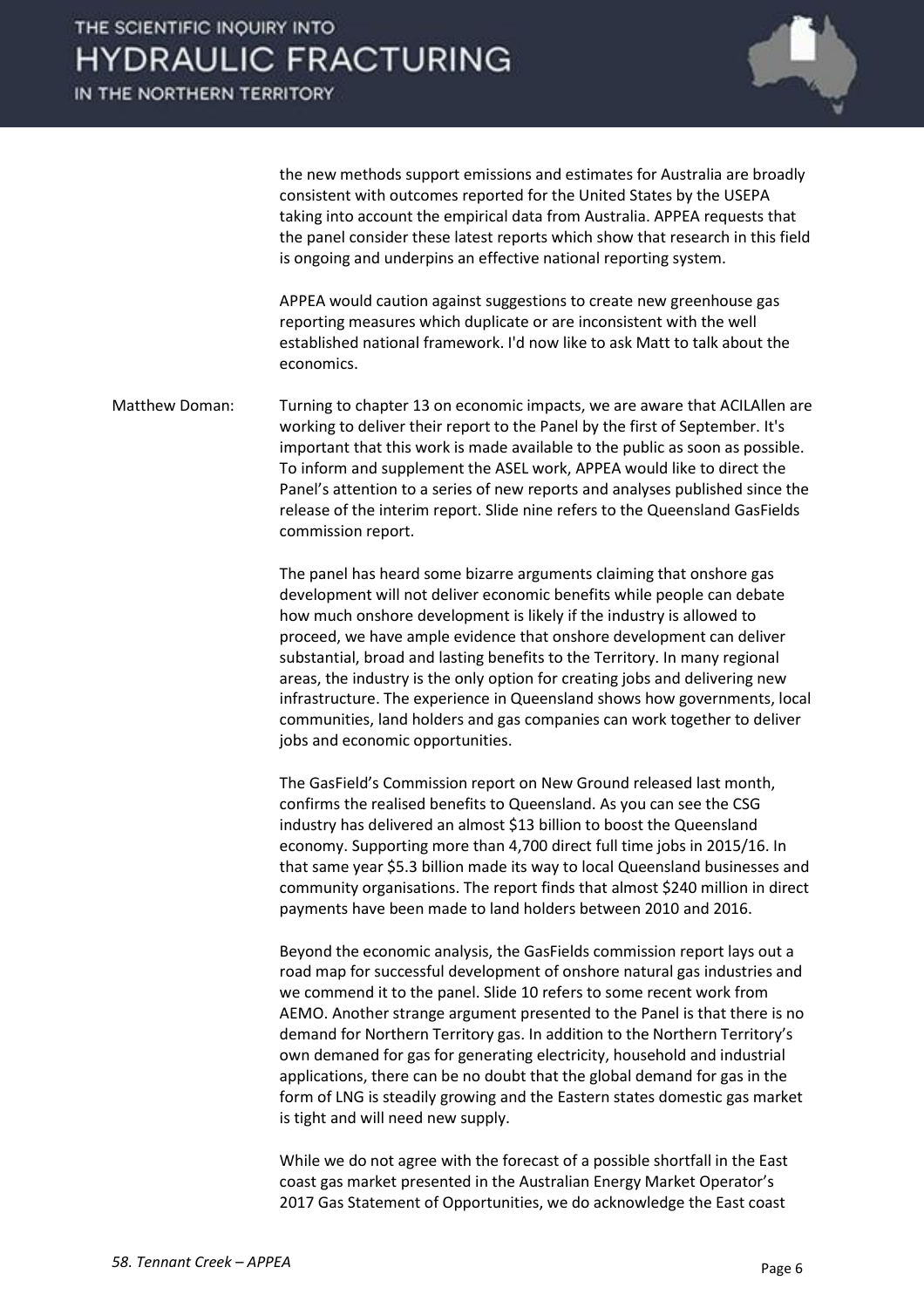the new methods support emissions and estimates for Australia are broadly consistent with outcomes reported for the United States by the USEPA taking into account the empirical data from Australia. APPEA requests that the panel consider these latest reports which show that research in this field is ongoing and underpins an effective national reporting system.

APPEA would caution against suggestions to create new greenhouse gas reporting measures which duplicate or are inconsistent with the well established national framework. I'd now like to ask Matt to talk about the economics.

Matthew Doman: Turning to chapter 13 on economic impacts, we are aware that ACILAllen are working to deliver their report to the Panel by the first of September. It's important that this work is made available to the public as soon as possible. To inform and supplement the ASEL work, APPEA would like to direct the Panel's attention to a series of new reports and analyses published since the release of the interim report. Slide nine refers to the Queensland GasFields commission report.

The panel has heard some bizarre arguments claiming that onshore gas development will not deliver economic benefits while people can debate how much onshore development is likely if the industry is allowed to proceed, we have ample evidence that onshore development can deliver substantial, broad and lasting benefits to the Territory. In many regional areas, the industry is the only option for creating jobs and delivering new infrastructure. The experience in Queensland shows how governments, local communities, land holders and gas companies can work together to deliver jobs and economic opportunities.

The GasField's Commission report on New Ground released last month, confirms the realised benefits to Queensland. As you can see the CSG industry has delivered an almost $13 billion to boost the Queensland economy. Supporting more than 4,700 direct full time jobs in 2015/16. In that same year $5.3 billion made its way to local Queensland businesses and community organisations. The report finds that almost $240 million in direct payments have been made to land holders between 2010 and 2016.

Beyond the economic analysis, the GasFields commission report lays out a road map for successful development of onshore natural gas industries and we commend it to the panel. Slide 10 refers to some recent work from AEMO. Another strange argument presented to the Panel is that there is no demand for Northern Territory gas. In addition to the Northern Territory's own demaned for gas for generating electricity, household and industrial applications, there can be no doubt that the global demand for gas in the form of LNG is steadily growing and the Eastern states domestic gas market is tight and will need new supply.

While we do not agree with the forecast of a possible shortfall in the East coast gas market presented in the Australian Energy Market Operator's 2017 Gas Statement of Opportunities, we do acknowledge the East coast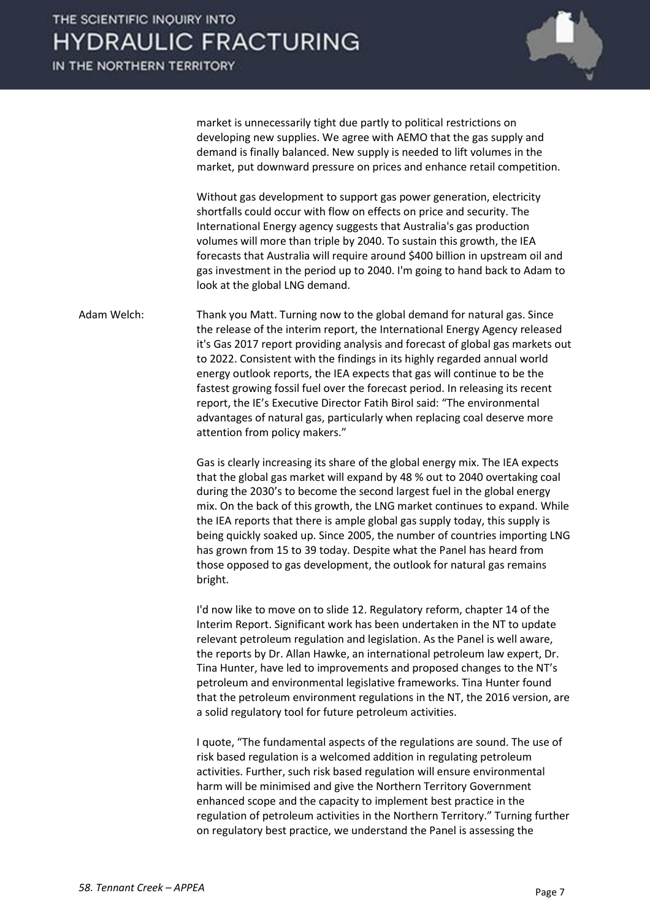market is unnecessarily tight due partly to political restrictions on developing new supplies. We agree with AEMO that the gas supply and demand is finally balanced. New supply is needed to lift volumes in the market, put downward pressure on prices and enhance retail competition.

Without gas development to support gas power generation, electricity shortfalls could occur with flow on effects on price and security. The International Energy agency suggests that Australia's gas production volumes will more than triple by 2040. To sustain this growth, the IEA forecasts that Australia will require around $400 billion in upstream oil and gas investment in the period up to 2040. I'm going to hand back to Adam to look at the global LNG demand.

Adam Welch: Thank you Matt. Turning now to the global demand for natural gas. Since the release of the interim report, the International Energy Agency released it's Gas 2017 report providing analysis and forecast of global gas markets out to 2022. Consistent with the findings in its highly regarded annual world energy outlook reports, the IEA expects that gas will continue to be the fastest growing fossil fuel over the forecast period. In releasing its recent report, the IE's Executive Director Fatih Birol said: "The environmental advantages of natural gas, particularly when replacing coal deserve more attention from policy makers."

Gas is clearly increasing its share of the global energy mix. The IEA expects that the global gas market will expand by 48 % out to 2040 overtaking coal during the 2030's to become the second largest fuel in the global energy mix. On the back of this growth, the LNG market continues to expand. While the IEA reports that there is ample global gas supply today, this supply is being quickly soaked up. Since 2005, the number of countries importing LNG has grown from 15 to 39 today. Despite what the Panel has heard from those opposed to gas development, the outlook for natural gas remains bright.

I'd now like to move on to slide 12. Regulatory reform, chapter 14 of the Interim Report. Significant work has been undertaken in the NT to update relevant petroleum regulation and legislation. As the Panel is well aware, the reports by Dr. Allan Hawke, an international petroleum law expert, Dr. Tina Hunter, have led to improvements and proposed changes to the NT's petroleum and environmental legislative frameworks. Tina Hunter found that the petroleum environment regulations in the NT, the 2016 version, are a solid regulatory tool for future petroleum activities.

I quote, "The fundamental aspects of the regulations are sound. The use of risk based regulation is a welcomed addition in regulating petroleum activities. Further, such risk based regulation will ensure environmental harm will be minimised and give the Northern Territory Government enhanced scope and the capacity to implement best practice in the regulation of petroleum activities in the Northern Territory." Turning further on regulatory best practice, we understand the Panel is assessing the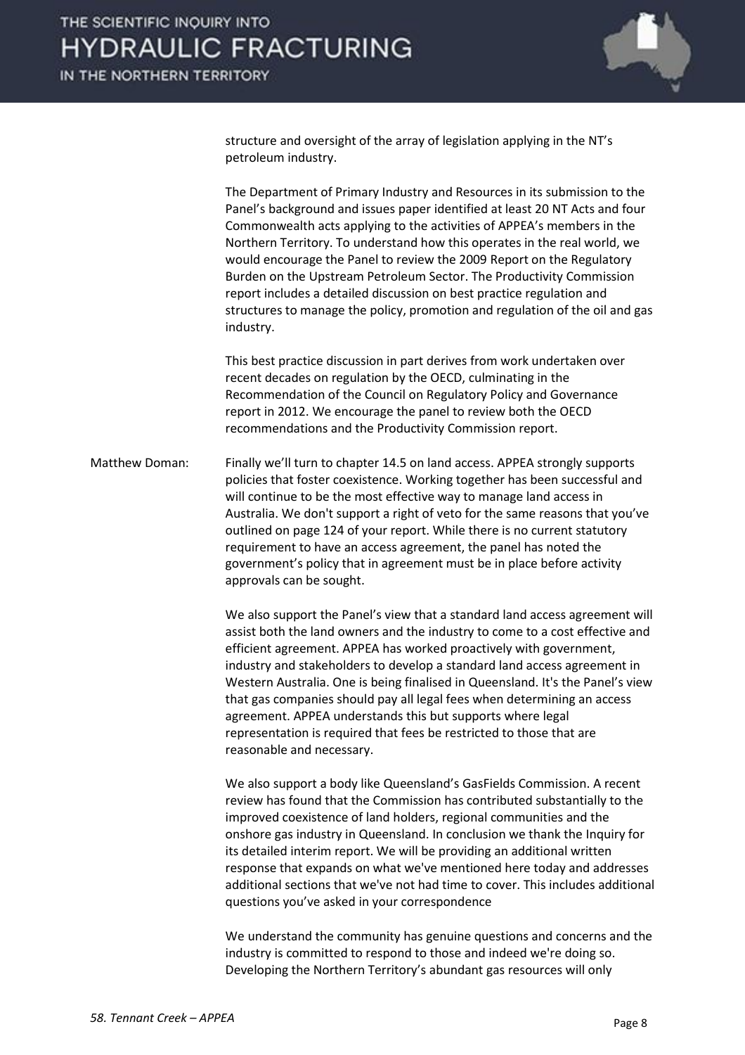structure and oversight of the array of legislation applying in the NT's petroleum industry.

The Department of Primary Industry and Resources in its submission to the Panel's background and issues paper identified at least 20 NT Acts and four Commonwealth acts applying to the activities of APPEA's members in the Northern Territory. To understand how this operates in the real world, we would encourage the Panel to review the 2009 Report on the Regulatory Burden on the Upstream Petroleum Sector. The Productivity Commission report includes a detailed discussion on best practice regulation and structures to manage the policy, promotion and regulation of the oil and gas industry.

This best practice discussion in part derives from work undertaken over recent decades on regulation by the OECD, culminating in the Recommendation of the Council on Regulatory Policy and Governance report in 2012. We encourage the panel to review both the OECD recommendations and the Productivity Commission report.

Matthew Doman: Finally we'll turn to chapter 14.5 on land access. APPEA strongly supports policies that foster coexistence. Working together has been successful and will continue to be the most effective way to manage land access in Australia. We don't support a right of veto for the same reasons that you've outlined on page 124 of your report. While there is no current statutory requirement to have an access agreement, the panel has noted the government's policy that in agreement must be in place before activity approvals can be sought.

We also support the Panel's view that a standard land access agreement will assist both the land owners and the industry to come to a cost effective and efficient agreement. APPEA has worked proactively with government, industry and stakeholders to develop a standard land access agreement in Western Australia. One is being finalised in Queensland. It's the Panel's view that gas companies should pay all legal fees when determining an access agreement. APPEA understands this but supports where legal representation is required that fees be restricted to those that are reasonable and necessary.

We also support a body like Queensland's GasFields Commission. A recent review has found that the Commission has contributed substantially to the improved coexistence of land holders, regional communities and the onshore gas industry in Queensland. In conclusion we thank the Inquiry for its detailed interim report. We will be providing an additional written response that expands on what we've mentioned here today and addresses additional sections that we've not had time to cover. This includes additional questions you've asked in your correspondence

We understand the community has genuine questions and concerns and the industry is committed to respond to those and indeed we're doing so. Developing the Northern Territory's abundant gas resources will only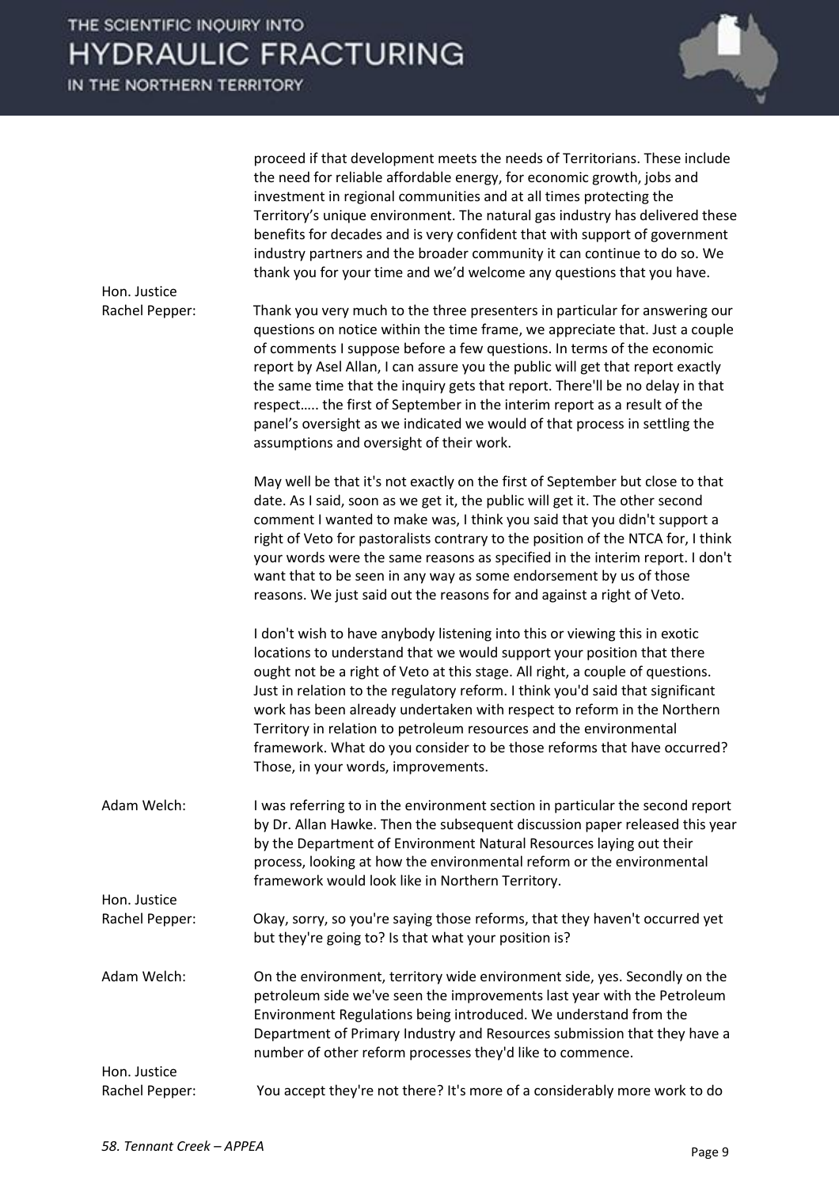proceed if that development meets the needs of Territorians. These include the need for reliable affordable energy, for economic growth, jobs and investment in regional communities and at all times protecting the Territory's unique environment. The natural gas industry has delivered these benefits for decades and is very confident that with support of government industry partners and the broader community it can continue to do so. We thank you for your time and we'd welcome any questions that you have.

**Hon. Justice Rachel Pepper:** Thank you very much to the three presenters in particular for answering our questions on notice within the time frame, we appreciate that. Just a couple of comments I suppose before a few questions. In terms of the economic report by Asel Allan, I can assure you the public will get that report exactly the same time that the inquiry gets that report. There'll be no delay in that respect….. the first of September in the interim report as a result of the panel's oversight as we indicated we would of that process in settling the assumptions and oversight of their work.

May well be that it's not exactly on the first of September but close to that date. As I said, soon as we get it, the public will get it. The other second comment I wanted to make was, I think you said that you didn't support a right of Veto for pastoralists contrary to the position of the NTCA for, I think your words were the same reasons as specified in the interim report. I don't want that to be seen in any way as some endorsement by us of those reasons. We just said out the reasons for and against a right of Veto.

I don't wish to have anybody listening into this or viewing this in exotic locations to understand that we would support your position that there ought not be a right of Veto at this stage. All right, a couple of questions. Just in relation to the regulatory reform. I think you'd said that significant work has been already undertaken with respect to reform in the Northern Territory in relation to petroleum resources and the environmental framework. What do you consider to be those reforms that have occurred? Those, in your words, improvements.

**Adam Welch:** I was referring to in the environment section in particular the second report by Dr. Allan Hawke. Then the subsequent discussion paper released this year by the Department of Environment Natural Resources laying out their process, looking at how the environmental reform or the environmental framework would look like in Northern Territory.

**Hon. Justice Rachel Pepper:** Okay, sorry, so you're saying those reforms, that they haven't occurred yet but they're going to? Is that what your position is?

**Adam Welch:** On the environment, territory wide environment side, yes. Secondly on the petroleum side we've seen the improvements last year with the Petroleum Environment Regulations being introduced. We understand from the Department of Primary Industry and Resources submission that they have a number of other reform processes they'd like to commence.

**Hon. Justice Rachel Pepper:** You accept they're not there? It's more of a considerably more work to do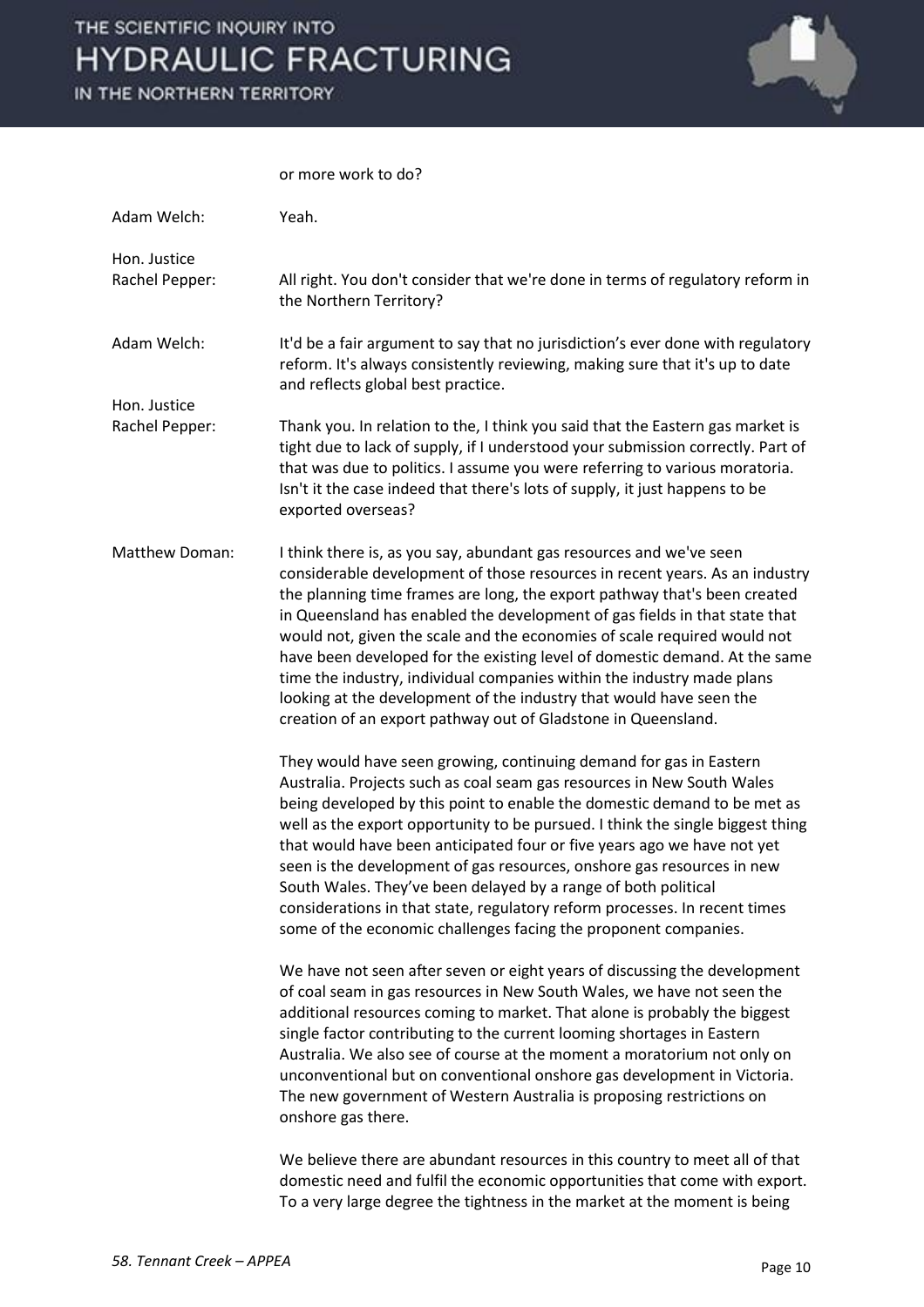or more work to do?

**Adam Welch:** Yeah.

**Hon. Justice Rachel Pepper:** All right. You don't consider that we're done in terms of regulatory reform in the Northern Territory?

**Adam Welch:** It'd be a fair argument to say that no jurisdiction's ever done with regulatory reform. It's always consistently reviewing, making sure that it's up to date and reflects global best practice.

**Hon. Justice Rachel Pepper:** Thank you. In relation to the, I think you said that the Eastern gas market is tight due to lack of supply, if I understood your submission correctly. Part of that was due to politics. I assume you were referring to various moratoria. Isn't it the case indeed that there's lots of supply, it just happens to be exported overseas?

**Matthew Doman:** I think there is, as you say, abundant gas resources and we've seen considerable development of those resources in recent years. As an industry the planning time frames are long, the export pathway that's been created in Queensland has enabled the development of gas fields in that state that would not, given the scale and the economies of scale required would not have been developed for the existing level of domestic demand. At the same time the industry, individual companies within the industry made plans looking at the development of the industry that would have seen the creation of an export pathway out of Gladstone in Queensland.

They would have seen growing, continuing demand for gas in Eastern Australia. Projects such as coal seam gas resources in New South Wales being developed by this point to enable the domestic demand to be met as well as the export opportunity to be pursued. I think the single biggest thing that would have been anticipated four or five years ago we have not yet seen is the development of gas resources, onshore gas resources in new South Wales. They've been delayed by a range of both political considerations in that state, regulatory reform processes. In recent times some of the economic challenges facing the proponent companies.

We have not seen after seven or eight years of discussing the development of coal seam in gas resources in New South Wales, we have not seen the additional resources coming to market. That alone is probably the biggest single factor contributing to the current looming shortages in Eastern Australia. We also see of course at the moment a moratorium not only on unconventional but on conventional onshore gas development in Victoria. The new government of Western Australia is proposing restrictions on onshore gas there.

We believe there are abundant resources in this country to meet all of that domestic need and fulfil the economic opportunities that come with export. To a very large degree the tightness in the market at the moment is being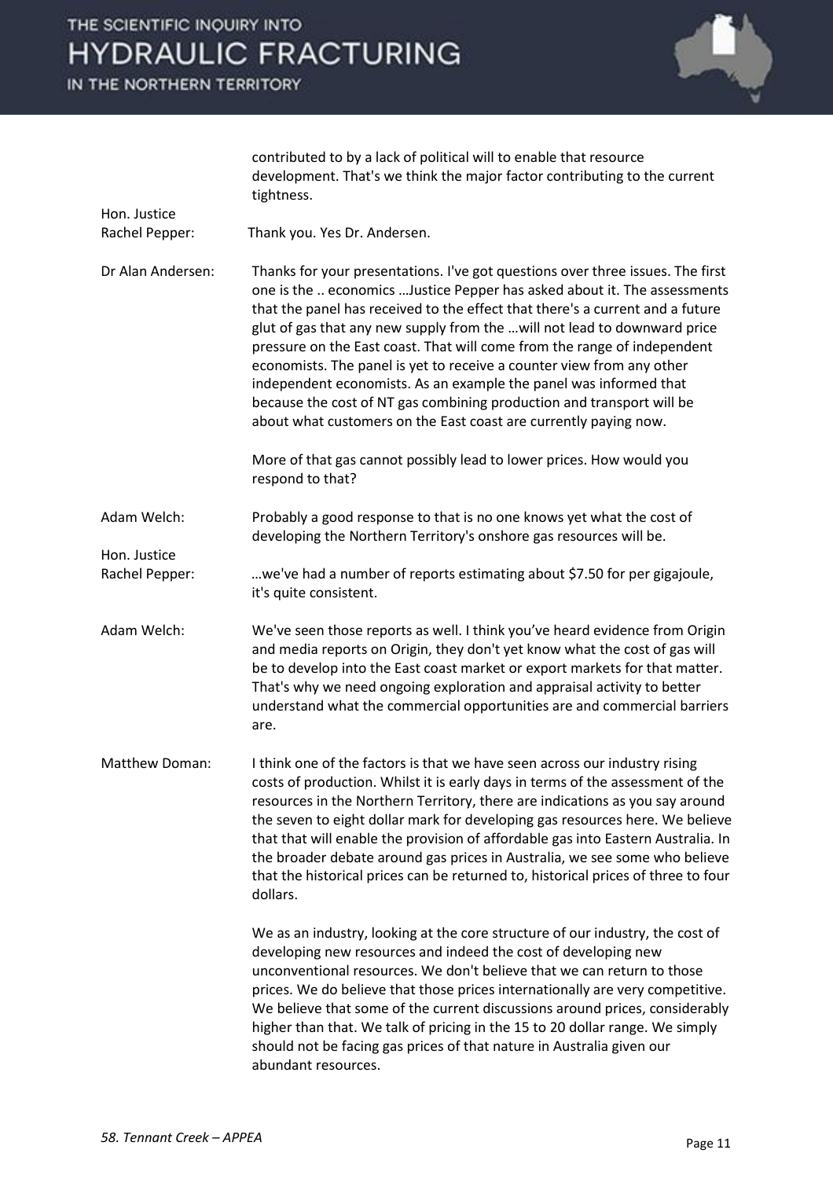contributed to by a lack of political will to enable that resource development. That's we think the major factor contributing to the current tightness.

**Hon. Justice Rachel Pepper:** Thank you. Yes Dr. Andersen.

**Dr Alan Andersen:** Thanks for your presentations. I've got questions over three issues. The first one is the .. economics …Justice Pepper has asked about it. The assessments that the panel has received to the effect that there's a current and a future glut of gas that any new supply from the …will not lead to downward price pressure on the East coast. That will come from the range of independent economists. The panel is yet to receive a counter view from any other independent economists. As an example the panel was informed that because the cost of NT gas combining production and transport will be about what customers on the East coast are currently paying now.

More of that gas cannot possibly lead to lower prices. How would you respond to that?

**Adam Welch:** Probably a good response to that is no one knows yet what the cost of developing the Northern Territory's onshore gas resources will be.

**Hon. Justice Rachel Pepper:** …we've had a number of reports estimating about $7.50 for per gigajoule, it's quite consistent.

**Adam Welch:** We've seen those reports as well. I think you've heard evidence from Origin and media reports on Origin, they don't yet know what the cost of gas will be to develop into the East coast market or export markets for that matter. That's why we need ongoing exploration and appraisal activity to better understand what the commercial opportunities are and commercial barriers are.

**Matthew Doman:** I think one of the factors is that we have seen across our industry rising costs of production. Whilst it is early days in terms of the assessment of the resources in the Northern Territory, there are indications as you say around the seven to eight dollar mark for developing gas resources here. We believe that that will enable the provision of affordable gas into Eastern Australia. In the broader debate around gas prices in Australia, we see some who believe that the historical prices can be returned to, historical prices of three to four dollars.

We as an industry, looking at the core structure of our industry, the cost of developing new resources and indeed the cost of developing new unconventional resources. We don't believe that we can return to those prices. We do believe that those prices internationally are very competitive. We believe that some of the current discussions around prices, considerably higher than that. We talk of pricing in the 15 to 20 dollar range. We simply should not be facing gas prices of that nature in Australia given our abundant resources.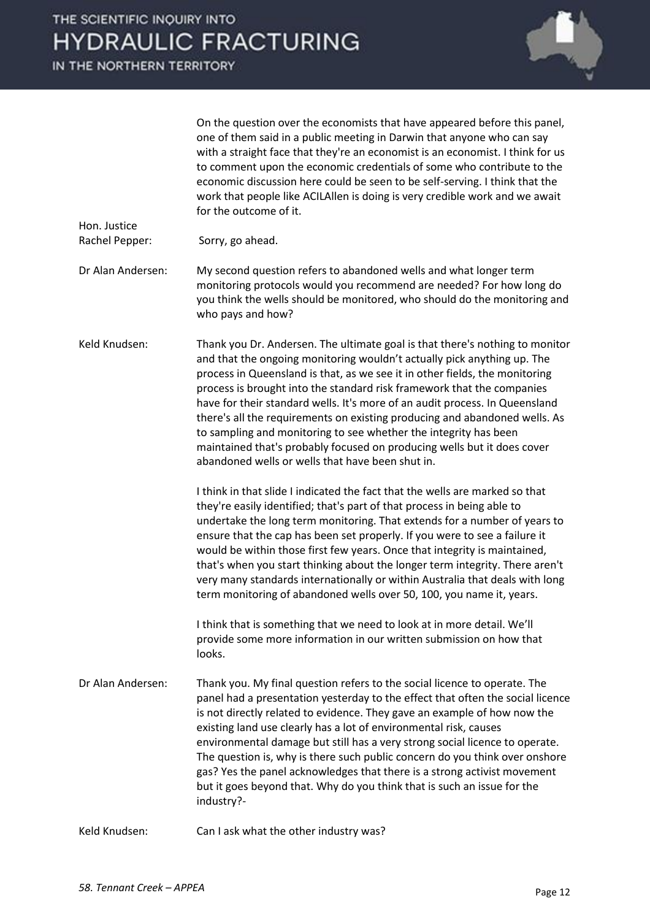On the question over the economists that have appeared before this panel, one of them said in a public meeting in Darwin that anyone who can say with a straight face that they're an economist is an economist. I think for us to comment upon the economic credentials of some who contribute to the economic discussion here could be seen to be self-serving. I think that the work that people like ACILAllen is doing is very credible work and we await for the outcome of it.

Hon. Justice Rachel Pepper: Sorry, go ahead.

Dr Alan Andersen: My second question refers to abandoned wells and what longer term monitoring protocols would you recommend are needed? For how long do you think the wells should be monitored, who should do the monitoring and who pays and how?

Keld Knudsen: Thank you Dr. Andersen. The ultimate goal is that there's nothing to monitor and that the ongoing monitoring wouldn't actually pick anything up. The process in Queensland is that, as we see it in other fields, the monitoring process is brought into the standard risk framework that the companies have for their standard wells. It's more of an audit process. In Queensland there's all the requirements on existing producing and abandoned wells. As to sampling and monitoring to see whether the integrity has been maintained that's probably focused on producing wells but it does cover abandoned wells or wells that have been shut in.

I think in that slide I indicated the fact that the wells are marked so that they're easily identified; that's part of that process in being able to undertake the long term monitoring. That extends for a number of years to ensure that the cap has been set properly. If you were to see a failure it would be within those first few years. Once that integrity is maintained, that's when you start thinking about the longer term integrity. There aren't very many standards internationally or within Australia that deals with long term monitoring of abandoned wells over 50, 100, you name it, years.

I think that is something that we need to look at in more detail. We'll provide some more information in our written submission on how that looks.

Dr Alan Andersen: Thank you. My final question refers to the social licence to operate. The panel had a presentation yesterday to the effect that often the social licence is not directly related to evidence. They gave an example of how now the existing land use clearly has a lot of environmental risk, causes environmental damage but still has a very strong social licence to operate. The question is, why is there such public concern do you think over onshore gas? Yes the panel acknowledges that there is a strong activist movement but it goes beyond that. Why do you think that is such an issue for the industry?-

Keld Knudsen: Can I ask what the other industry was?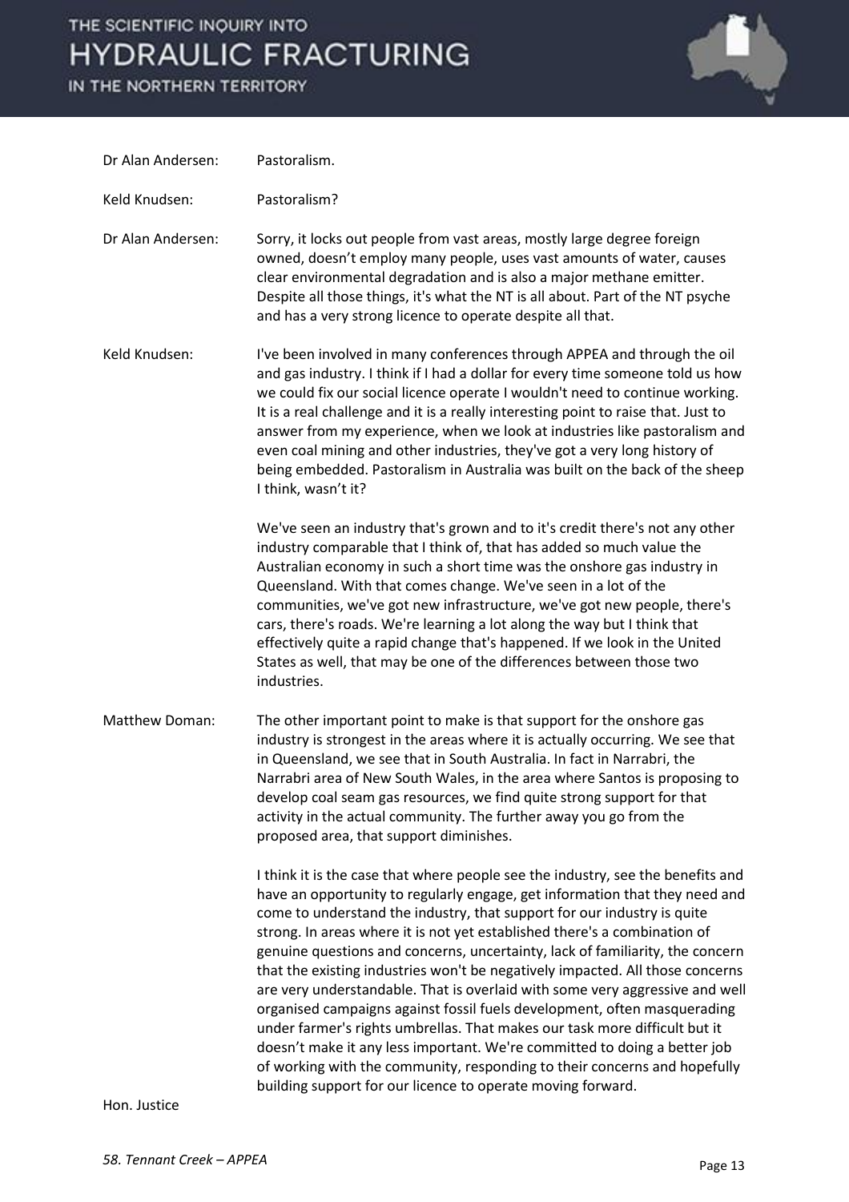Dr Alan Andersen: Pastoralism.

Keld Knudsen: Pastoralism?

Dr Alan Andersen: Sorry, it locks out people from vast areas, mostly large degree foreign owned, doesn't employ many people, uses vast amounts of water, causes clear environmental degradation and is also a major methane emitter. Despite all those things, it's what the NT is all about. Part of the NT psyche and has a very strong licence to operate despite all that.

Keld Knudsen: I've been involved in many conferences through APPEA and through the oil and gas industry. I think if I had a dollar for every time someone told us how we could fix our social licence operate I wouldn't need to continue working. It is a real challenge and it is a really interesting point to raise that. Just to answer from my experience, when we look at industries like pastoralism and even coal mining and other industries, they've got a very long history of being embedded. Pastoralism in Australia was built on the back of the sheep I think, wasn't it?

We've seen an industry that's grown and to it's credit there's not any other industry comparable that I think of, that has added so much value the Australian economy in such a short time was the onshore gas industry in Queensland. With that comes change. We've seen in a lot of the communities, we've got new infrastructure, we've got new people, there's cars, there's roads. We're learning a lot along the way but I think that effectively quite a rapid change that's happened. If we look in the United States as well, that may be one of the differences between those two industries.

Matthew Doman: The other important point to make is that support for the onshore gas industry is strongest in the areas where it is actually occurring. We see that in Queensland, we see that in South Australia. In fact in Narrabri, the Narrabri area of New South Wales, in the area where Santos is proposing to develop coal seam gas resources, we find quite strong support for that activity in the actual community. The further away you go from the proposed area, that support diminishes.

I think it is the case that where people see the industry, see the benefits and have an opportunity to regularly engage, get information that they need and come to understand the industry, that support for our industry is quite strong. In areas where it is not yet established there's a combination of genuine questions and concerns, uncertainty, lack of familiarity, the concern that the existing industries won't be negatively impacted. All those concerns are very understandable. That is overlaid with some very aggressive and well organised campaigns against fossil fuels development, often masquerading under farmer's rights umbrellas. That makes our task more difficult but it doesn't make it any less important. We're committed to doing a better job of working with the community, responding to their concerns and hopefully building support for our licence to operate moving forward.

Hon. Justice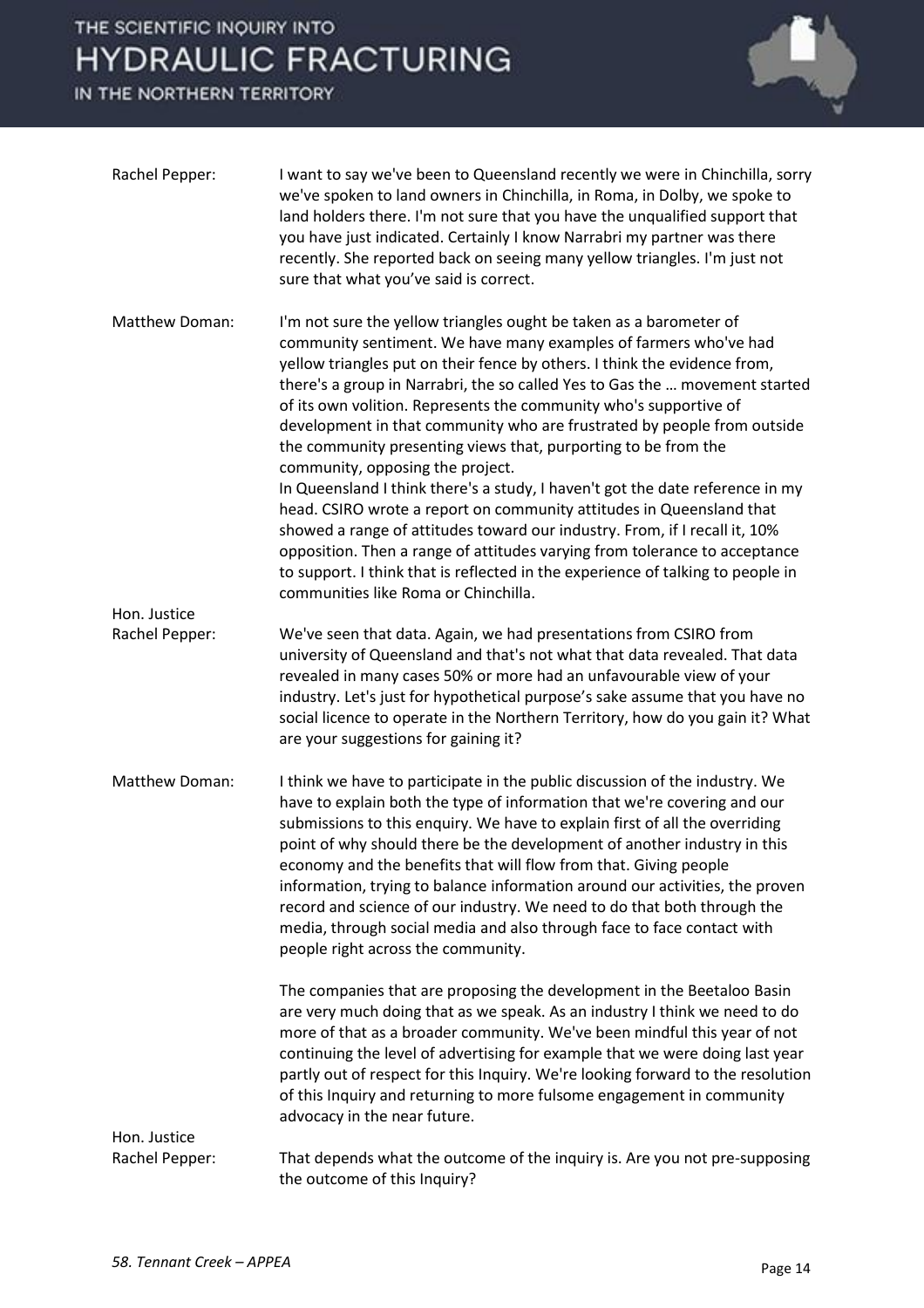**Rachel Pepper:** I want to say we've been to Queensland recently we were in Chinchilla, sorry we've spoken to land owners in Chinchilla, in Roma, in Dolby, we spoke to land holders there. I'm not sure that you have the unqualified support that you have just indicated. Certainly I know Narrabri my partner was there recently. She reported back on seeing many yellow triangles. I'm just not sure that what you've said is correct.

**Matthew Doman:** I'm not sure the yellow triangles ought be taken as a barometer of community sentiment. We have many examples of farmers who've had yellow triangles put on their fence by others. I think the evidence from, there's a group in Narrabri, the so called Yes to Gas the … movement started of its own volition. Represents the community who's supportive of development in that community who are frustrated by people from outside the community presenting views that, purporting to be from the community, opposing the project.
In Queensland I think there's a study, I haven't got the date reference in my head. CSIRO wrote a report on community attitudes in Queensland that showed a range of attitudes toward our industry. From, if I recall it, 10% opposition. Then a range of attitudes varying from tolerance to acceptance to support. I think that is reflected in the experience of talking to people in communities like Roma or Chinchilla.

**Hon. Justice Rachel Pepper:** We've seen that data. Again, we had presentations from CSIRO from university of Queensland and that's not what that data revealed. That data revealed in many cases 50% or more had an unfavourable view of your industry. Let's just for hypothetical purpose's sake assume that you have no social licence to operate in the Northern Territory, how do you gain it? What are your suggestions for gaining it?

**Matthew Doman:** I think we have to participate in the public discussion of the industry. We have to explain both the type of information that we're covering and our submissions to this enquiry. We have to explain first of all the overriding point of why should there be the development of another industry in this economy and the benefits that will flow from that. Giving people information, trying to balance information around our activities, the proven record and science of our industry. We need to do that both through the media, through social media and also through face to face contact with people right across the community.

The companies that are proposing the development in the Beetaloo Basin are very much doing that as we speak. As an industry I think we need to do more of that as a broader community. We've been mindful this year of not continuing the level of advertising for example that we were doing last year partly out of respect for this Inquiry. We're looking forward to the resolution of this Inquiry and returning to more fulsome engagement in community advocacy in the near future.

**Hon. Justice Rachel Pepper:** That depends what the outcome of the inquiry is. Are you not pre-supposing the outcome of this Inquiry?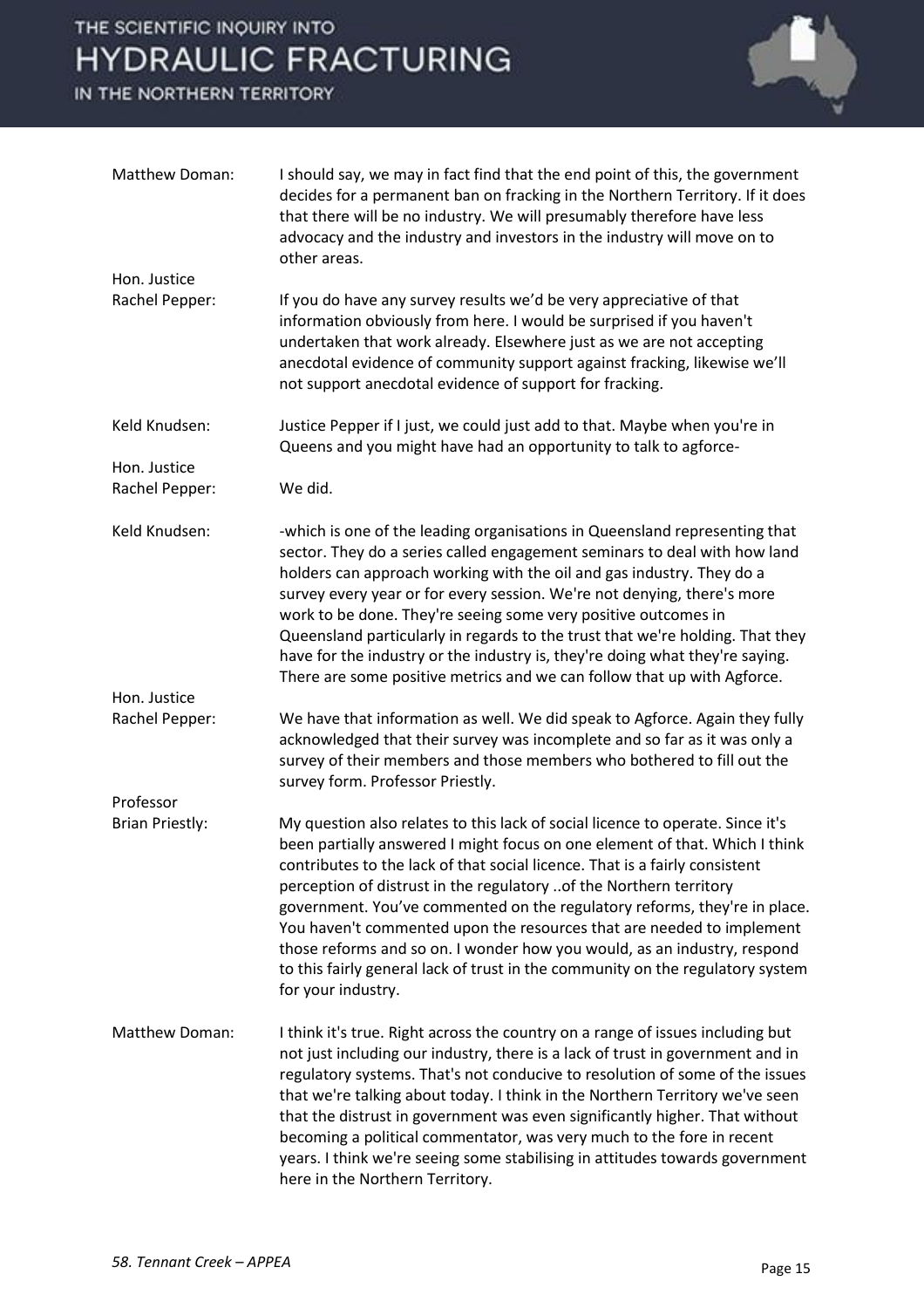**Matthew Doman:** I should say, we may in fact find that the end point of this, the government decides for a permanent ban on fracking in the Northern Territory. If it does that there will be no industry. We will presumably therefore have less advocacy and the industry and investors in the industry will move on to other areas.

**Hon. Justice Rachel Pepper:** If you do have any survey results we'd be very appreciative of that information obviously from here. I would be surprised if you haven't undertaken that work already. Elsewhere just as we are not accepting anecdotal evidence of community support against fracking, likewise we'll not support anecdotal evidence of support for fracking.

**Keld Knudsen:** Justice Pepper if I just, we could just add to that. Maybe when you're in Queens and you might have had an opportunity to talk to agforce-

**Hon. Justice Rachel Pepper:** We did.

**Keld Knudsen:** -which is one of the leading organisations in Queensland representing that sector. They do a series called engagement seminars to deal with how land holders can approach working with the oil and gas industry. They do a survey every year or for every session. We're not denying, there's more work to be done. They're seeing some very positive outcomes in Queensland particularly in regards to the trust that we're holding. That they have for the industry or the industry is, they're doing what they're saying. There are some positive metrics and we can follow that up with Agforce.

**Hon. Justice Rachel Pepper:** We have that information as well. We did speak to Agforce. Again they fully acknowledged that their survey was incomplete and so far as it was only a survey of their members and those members who bothered to fill out the survey form. Professor Priestly.

**Professor Brian Priestly:** My question also relates to this lack of social licence to operate. Since it's been partially answered I might focus on one element of that. Which I think contributes to the lack of that social licence. That is a fairly consistent perception of distrust in the regulatory ..of the Northern territory government. You've commented on the regulatory reforms, they're in place. You haven't commented upon the resources that are needed to implement those reforms and so on. I wonder how you would, as an industry, respond to this fairly general lack of trust in the community on the regulatory system for your industry.

**Matthew Doman:** I think it's true. Right across the country on a range of issues including but not just including our industry, there is a lack of trust in government and in regulatory systems. That's not conducive to resolution of some of the issues that we're talking about today. I think in the Northern Territory we've seen that the distrust in government was even significantly higher. That without becoming a political commentator, was very much to the fore in recent years. I think we're seeing some stabilising in attitudes towards government here in the Northern Territory.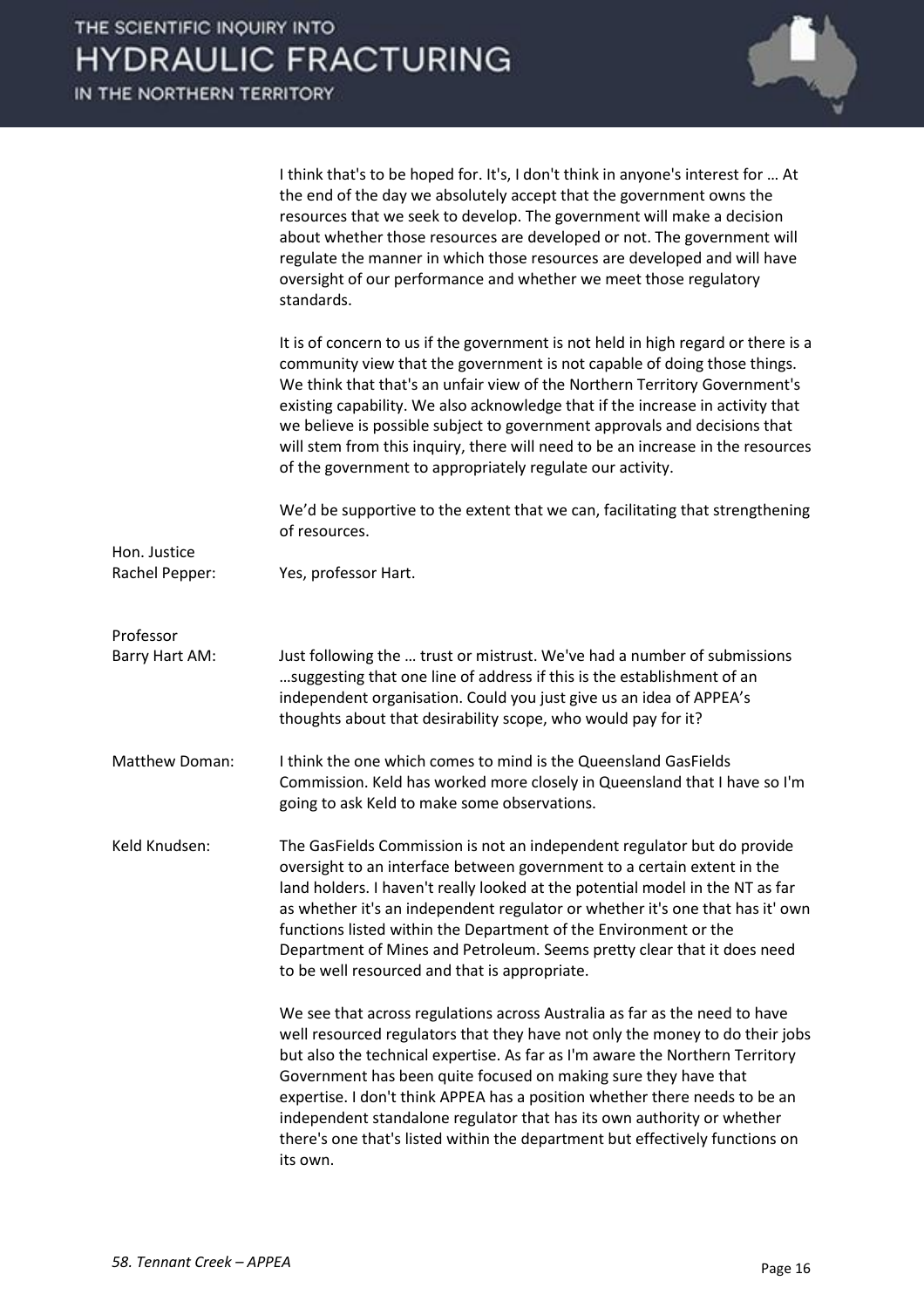I think that's to be hoped for. It's, I don't think in anyone's interest for … At the end of the day we absolutely accept that the government owns the resources that we seek to develop. The government will make a decision about whether those resources are developed or not. The government will regulate the manner in which those resources are developed and will have oversight of our performance and whether we meet those regulatory standards.

It is of concern to us if the government is not held in high regard or there is a community view that the government is not capable of doing those things. We think that that's an unfair view of the Northern Territory Government's existing capability. We also acknowledge that if the increase in activity that we believe is possible subject to government approvals and decisions that will stem from this inquiry, there will need to be an increase in the resources of the government to appropriately regulate our activity.

We'd be supportive to the extent that we can, facilitating that strengthening of resources.

**Hon. Justice Rachel Pepper:** Yes, professor Hart.

**Professor Barry Hart AM:** Just following the … trust or mistrust. We've had a number of submissions …suggesting that one line of address if this is the establishment of an independent organisation. Could you just give us an idea of APPEA's thoughts about that desirability scope, who would pay for it?

**Matthew Doman:** I think the one which comes to mind is the Queensland GasFields Commission. Keld has worked more closely in Queensland that I have so I'm going to ask Keld to make some observations.

**Keld Knudsen:** The GasFields Commission is not an independent regulator but do provide oversight to an interface between government to a certain extent in the land holders. I haven't really looked at the potential model in the NT as far as whether it's an independent regulator or whether it's one that has it' own functions listed within the Department of the Environment or the Department of Mines and Petroleum. Seems pretty clear that it does need to be well resourced and that is appropriate.

We see that across regulations across Australia as far as the need to have well resourced regulators that they have not only the money to do their jobs but also the technical expertise. As far as I'm aware the Northern Territory Government has been quite focused on making sure they have that expertise. I don't think APPEA has a position whether there needs to be an independent standalone regulator that has its own authority or whether there's one that's listed within the department but effectively functions on its own.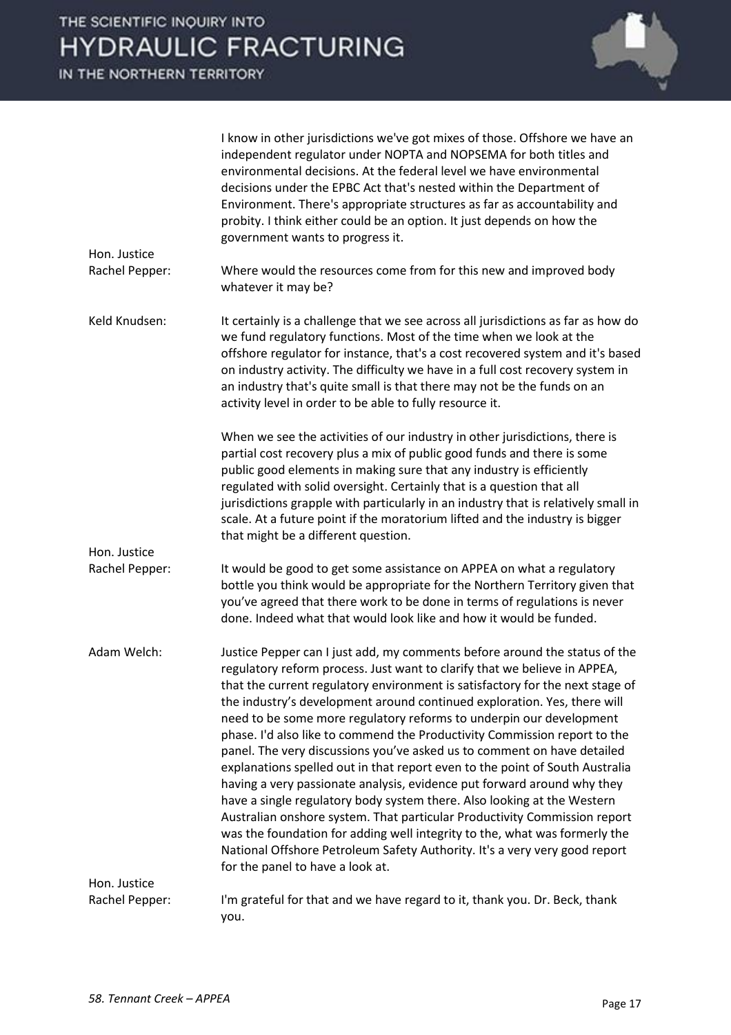I know in other jurisdictions we've got mixes of those. Offshore we have an independent regulator under NOPTA and NOPSEMA for both titles and environmental decisions. At the federal level we have environmental decisions under the EPBC Act that's nested within the Department of Environment. There's appropriate structures as far as accountability and probity. I think either could be an option. It just depends on how the government wants to progress it.

**Hon. Justice Rachel Pepper:** Where would the resources come from for this new and improved body whatever it may be?

**Keld Knudsen:** It certainly is a challenge that we see across all jurisdictions as far as how do we fund regulatory functions. Most of the time when we look at the offshore regulator for instance, that's a cost recovered system and it's based on industry activity. The difficulty we have in a full cost recovery system in an industry that's quite small is that there may not be the funds on an activity level in order to be able to fully resource it.

When we see the activities of our industry in other jurisdictions, there is partial cost recovery plus a mix of public good funds and there is some public good elements in making sure that any industry is efficiently regulated with solid oversight. Certainly that is a question that all jurisdictions grapple with particularly in an industry that is relatively small in scale. At a future point if the moratorium lifted and the industry is bigger that might be a different question.

**Hon. Justice Rachel Pepper:** It would be good to get some assistance on APPEA on what a regulatory bottle you think would be appropriate for the Northern Territory given that you've agreed that there work to be done in terms of regulations is never done. Indeed what that would look like and how it would be funded.

**Adam Welch:** Justice Pepper can I just add, my comments before around the status of the regulatory reform process. Just want to clarify that we believe in APPEA, that the current regulatory environment is satisfactory for the next stage of the industry's development around continued exploration. Yes, there will need to be some more regulatory reforms to underpin our development phase. I'd also like to commend the Productivity Commission report to the panel. The very discussions you've asked us to comment on have detailed explanations spelled out in that report even to the point of South Australia having a very passionate analysis, evidence put forward around why they have a single regulatory body system there. Also looking at the Western Australian onshore system. That particular Productivity Commission report was the foundation for adding well integrity to the, what was formerly the National Offshore Petroleum Safety Authority. It's a very very good report for the panel to have a look at.

**Hon. Justice Rachel Pepper:** I'm grateful for that and we have regard to it, thank you. Dr. Beck, thank you.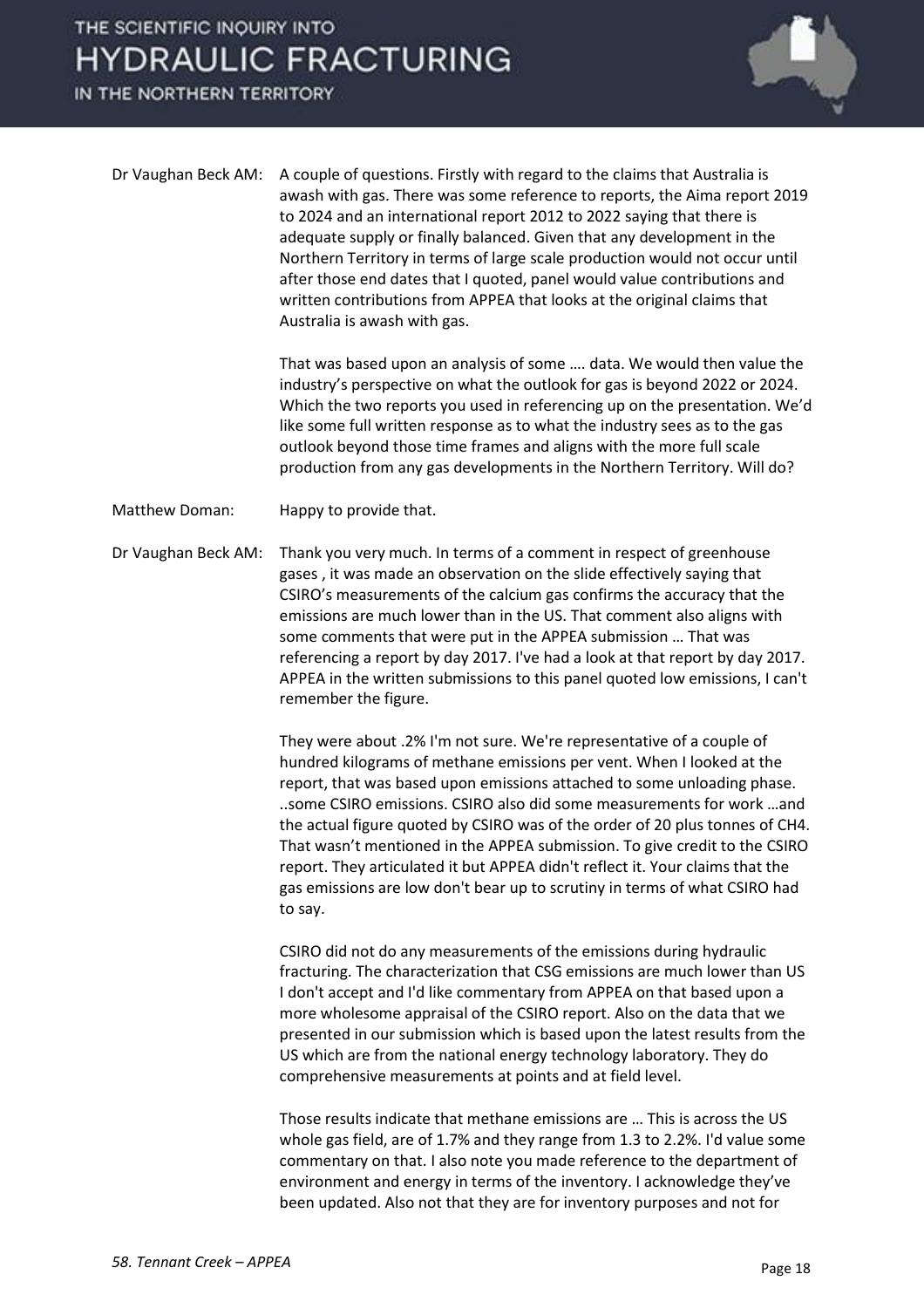Dr Vaughan Beck AM: A couple of questions. Firstly with regard to the claims that Australia is awash with gas. There was some reference to reports, the Aima report 2019 to 2024 and an international report 2012 to 2022 saying that there is adequate supply or finally balanced. Given that any development in the Northern Territory in terms of large scale production would not occur until after those end dates that I quoted, panel would value contributions and written contributions from APPEA that looks at the original claims that Australia is awash with gas.

That was based upon an analysis of some …. data. We would then value the industry's perspective on what the outlook for gas is beyond 2022 or 2024. Which the two reports you used in referencing up on the presentation. We'd like some full written response as to what the industry sees as to the gas outlook beyond those time frames and aligns with the more full scale production from any gas developments in the Northern Territory. Will do?

Matthew Doman: Happy to provide that.

Dr Vaughan Beck AM: Thank you very much. In terms of a comment in respect of greenhouse gases , it was made an observation on the slide effectively saying that CSIRO's measurements of the calcium gas confirms the accuracy that the emissions are much lower than in the US. That comment also aligns with some comments that were put in the APPEA submission … That was referencing a report by day 2017. I've had a look at that report by day 2017. APPEA in the written submissions to this panel quoted low emissions, I can't remember the figure.

They were about .2% I'm not sure. We're representative of a couple of hundred kilograms of methane emissions per vent. When I looked at the report, that was based upon emissions attached to some unloading phase. ..some CSIRO emissions. CSIRO also did some measurements for work …and the actual figure quoted by CSIRO was of the order of 20 plus tonnes of CH4. That wasn't mentioned in the APPEA submission. To give credit to the CSIRO report. They articulated it but APPEA didn't reflect it. Your claims that the gas emissions are low don't bear up to scrutiny in terms of what CSIRO had to say.

CSIRO did not do any measurements of the emissions during hydraulic fracturing. The characterization that CSG emissions are much lower than US I don't accept and I'd like commentary from APPEA on that based upon a more wholesome appraisal of the CSIRO report. Also on the data that we presented in our submission which is based upon the latest results from the US which are from the national energy technology laboratory. They do comprehensive measurements at points and at field level.

Those results indicate that methane emissions are … This is across the US whole gas field, are of 1.7% and they range from 1.3 to 2.2%. I'd value some commentary on that. I also note you made reference to the department of environment and energy in terms of the inventory. I acknowledge they've been updated. Also not that they are for inventory purposes and not for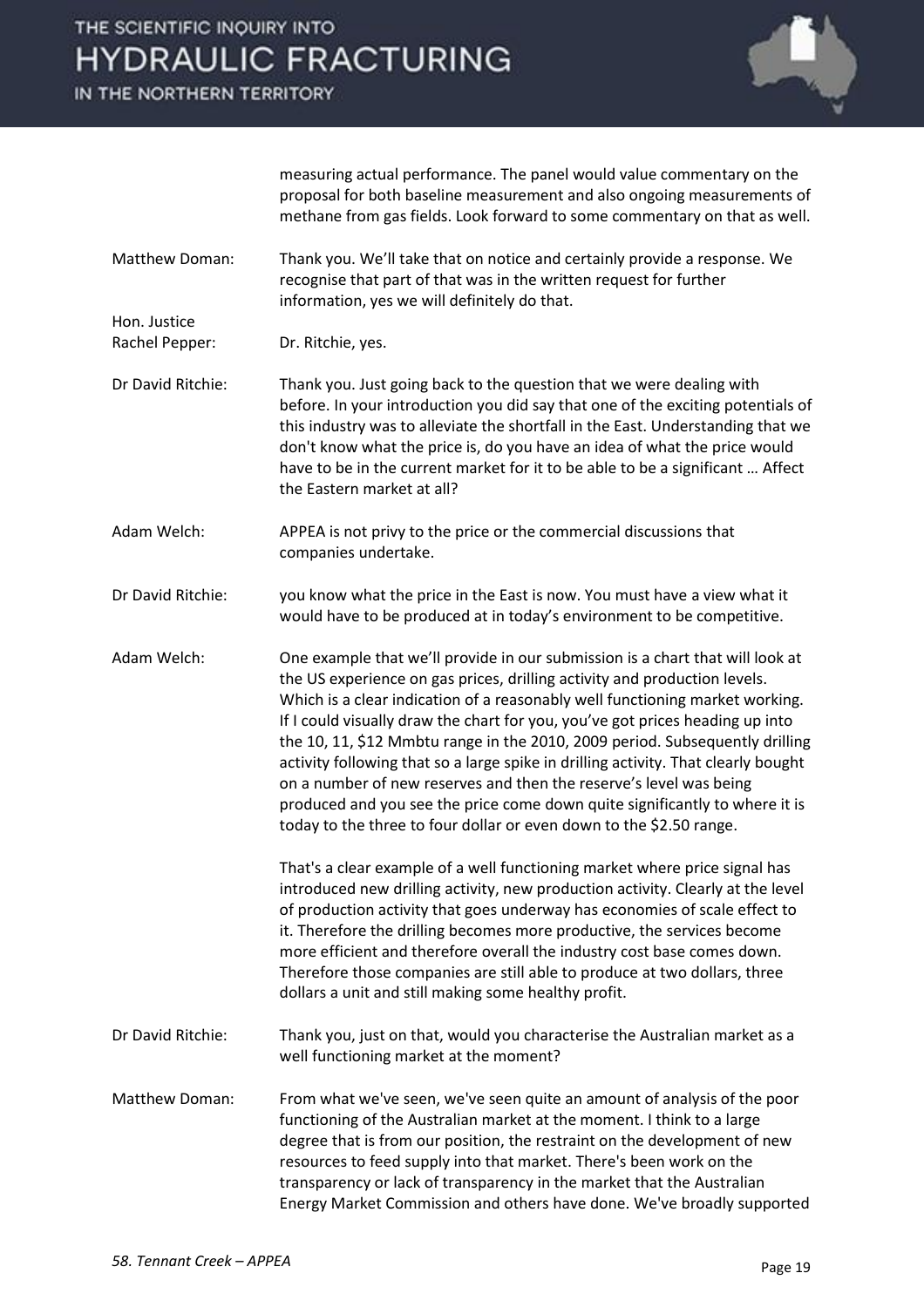measuring actual performance. The panel would value commentary on the proposal for both baseline measurement and also ongoing measurements of methane from gas fields. Look forward to some commentary on that as well.

Matthew Doman: Thank you. We'll take that on notice and certainly provide a response. We recognise that part of that was in the written request for further information, yes we will definitely do that.

Hon. Justice Rachel Pepper: Dr. Ritchie, yes.

Dr David Ritchie: Thank you. Just going back to the question that we were dealing with before. In your introduction you did say that one of the exciting potentials of this industry was to alleviate the shortfall in the East. Understanding that we don't know what the price is, do you have an idea of what the price would have to be in the current market for it to be able to be a significant … Affect the Eastern market at all?

Adam Welch: APPEA is not privy to the price or the commercial discussions that companies undertake.

Dr David Ritchie: you know what the price in the East is now. You must have a view what it would have to be produced at in today's environment to be competitive.

Adam Welch: One example that we'll provide in our submission is a chart that will look at the US experience on gas prices, drilling activity and production levels. Which is a clear indication of a reasonably well functioning market working. If I could visually draw the chart for you, you've got prices heading up into the 10, 11, $12 Mmbtu range in the 2010, 2009 period. Subsequently drilling activity following that so a large spike in drilling activity. That clearly bought on a number of new reserves and then the reserve's level was being produced and you see the price come down quite significantly to where it is today to the three to four dollar or even down to the $2.50 range.

That's a clear example of a well functioning market where price signal has introduced new drilling activity, new production activity. Clearly at the level of production activity that goes underway has economies of scale effect to it. Therefore the drilling becomes more productive, the services become more efficient and therefore overall the industry cost base comes down. Therefore those companies are still able to produce at two dollars, three dollars a unit and still making some healthy profit.

Dr David Ritchie: Thank you, just on that, would you characterise the Australian market as a well functioning market at the moment?

Matthew Doman: From what we've seen, we've seen quite an amount of analysis of the poor functioning of the Australian market at the moment. I think to a large degree that is from our position, the restraint on the development of new resources to feed supply into that market. There's been work on the transparency or lack of transparency in the market that the Australian Energy Market Commission and others have done. We've broadly supported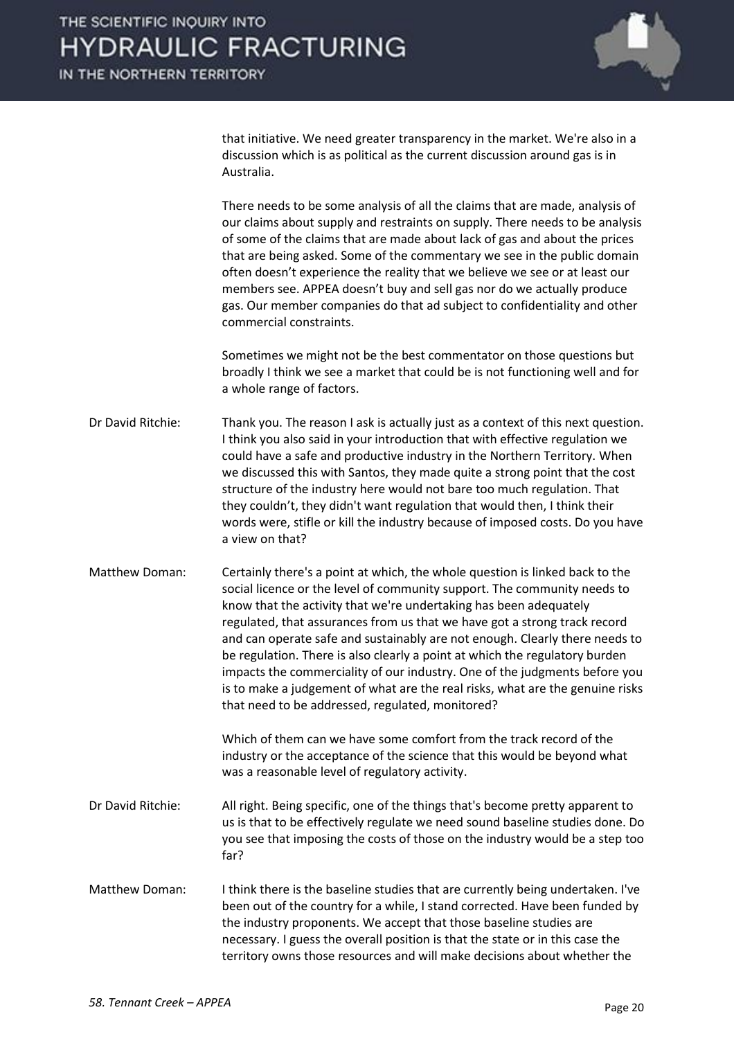that initiative. We need greater transparency in the market. We're also in a discussion which is as political as the current discussion around gas is in Australia.

There needs to be some analysis of all the claims that are made, analysis of our claims about supply and restraints on supply. There needs to be analysis of some of the claims that are made about lack of gas and about the prices that are being asked. Some of the commentary we see in the public domain often doesn't experience the reality that we believe we see or at least our members see. APPEA doesn't buy and sell gas nor do we actually produce gas. Our member companies do that ad subject to confidentiality and other commercial constraints.

Sometimes we might not be the best commentator on those questions but broadly I think we see a market that could be is not functioning well and for a whole range of factors.

**Dr David Ritchie:** Thank you. The reason I ask is actually just as a context of this next question. I think you also said in your introduction that with effective regulation we could have a safe and productive industry in the Northern Territory. When we discussed this with Santos, they made quite a strong point that the cost structure of the industry here would not bare too much regulation. That they couldn't, they didn't want regulation that would then, I think their words were, stifle or kill the industry because of imposed costs. Do you have a view on that?

**Matthew Doman:** Certainly there's a point at which, the whole question is linked back to the social licence or the level of community support. The community needs to know that the activity that we're undertaking has been adequately regulated, that assurances from us that we have got a strong track record and can operate safe and sustainably are not enough. Clearly there needs to be regulation. There is also clearly a point at which the regulatory burden impacts the commerciality of our industry. One of the judgments before you is to make a judgement of what are the real risks, what are the genuine risks that need to be addressed, regulated, monitored?

Which of them can we have some comfort from the track record of the industry or the acceptance of the science that this would be beyond what was a reasonable level of regulatory activity.

**Dr David Ritchie:** All right. Being specific, one of the things that's become pretty apparent to us is that to be effectively regulate we need sound baseline studies done. Do you see that imposing the costs of those on the industry would be a step too far?

**Matthew Doman:** I think there is the baseline studies that are currently being undertaken. I've been out of the country for a while, I stand corrected. Have been funded by the industry proponents. We accept that those baseline studies are necessary. I guess the overall position is that the state or in this case the territory owns those resources and will make decisions about whether the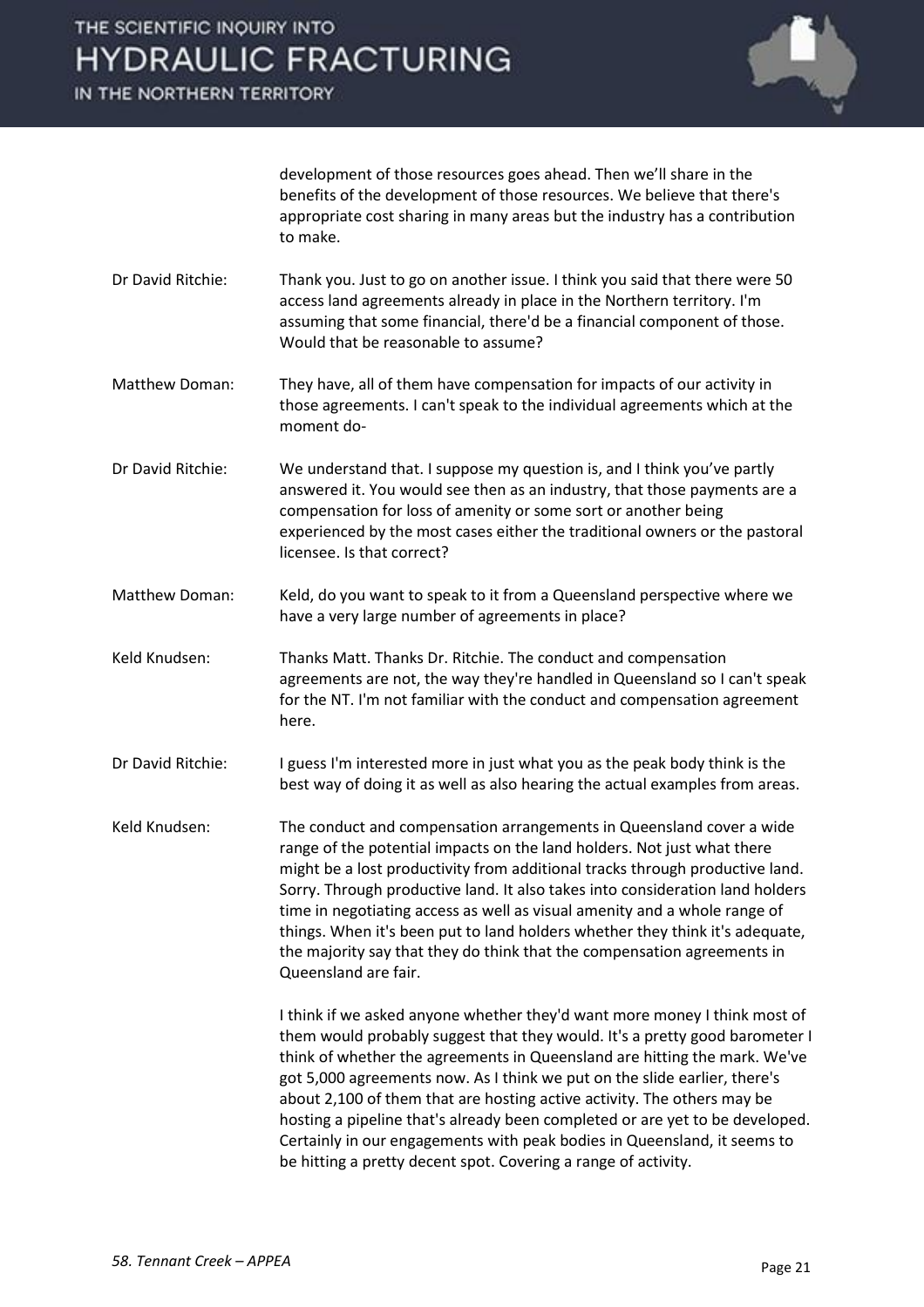development of those resources goes ahead. Then we'll share in the benefits of the development of those resources. We believe that there's appropriate cost sharing in many areas but the industry has a contribution to make.

Dr David Ritchie: Thank you. Just to go on another issue. I think you said that there were 50 access land agreements already in place in the Northern territory. I'm assuming that some financial, there'd be a financial component of those. Would that be reasonable to assume?

Matthew Doman: They have, all of them have compensation for impacts of our activity in those agreements. I can't speak to the individual agreements which at the moment do-

Dr David Ritchie: We understand that. I suppose my question is, and I think you've partly answered it. You would see then as an industry, that those payments are a compensation for loss of amenity or some sort or another being experienced by the most cases either the traditional owners or the pastoral licensee. Is that correct?

Matthew Doman: Keld, do you want to speak to it from a Queensland perspective where we have a very large number of agreements in place?

Keld Knudsen: Thanks Matt. Thanks Dr. Ritchie. The conduct and compensation agreements are not, the way they're handled in Queensland so I can't speak for the NT. I'm not familiar with the conduct and compensation agreement here.

Dr David Ritchie: I guess I'm interested more in just what you as the peak body think is the best way of doing it as well as also hearing the actual examples from areas.

Keld Knudsen: The conduct and compensation arrangements in Queensland cover a wide range of the potential impacts on the land holders. Not just what there might be a lost productivity from additional tracks through productive land. Sorry. Through productive land. It also takes into consideration land holders time in negotiating access as well as visual amenity and a whole range of things. When it's been put to land holders whether they think it's adequate, the majority say that they do think that the compensation agreements in Queensland are fair.

I think if we asked anyone whether they'd want more money I think most of them would probably suggest that they would. It's a pretty good barometer I think of whether the agreements in Queensland are hitting the mark. We've got 5,000 agreements now. As I think we put on the slide earlier, there's about 2,100 of them that are hosting active activity. The others may be hosting a pipeline that's already been completed or are yet to be developed. Certainly in our engagements with peak bodies in Queensland, it seems to be hitting a pretty decent spot. Covering a range of activity.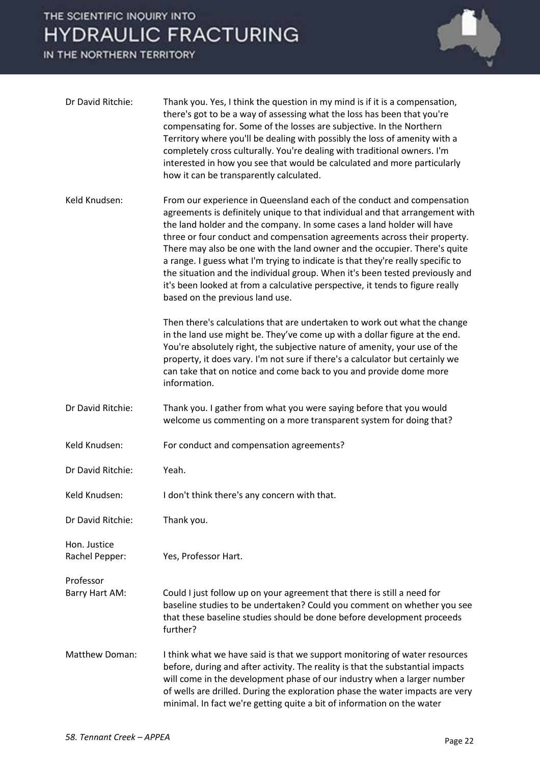Dr David Ritchie: Thank you. Yes, I think the question in my mind is if it is a compensation, there's got to be a way of assessing what the loss has been that you're compensating for. Some of the losses are subjective. In the Northern Territory where you'll be dealing with possibly the loss of amenity with a completely cross culturally. You're dealing with traditional owners. I'm interested in how you see that would be calculated and more particularly how it can be transparently calculated.

Keld Knudsen: From our experience in Queensland each of the conduct and compensation agreements is definitely unique to that individual and that arrangement with the land holder and the company. In some cases a land holder will have three or four conduct and compensation agreements across their property. There may also be one with the land owner and the occupier. There's quite a range. I guess what I'm trying to indicate is that they're really specific to the situation and the individual group. When it's been tested previously and it's been looked at from a calculative perspective, it tends to figure really based on the previous land use.

Then there's calculations that are undertaken to work out what the change in the land use might be. They've come up with a dollar figure at the end. You're absolutely right, the subjective nature of amenity, your use of the property, it does vary. I'm not sure if there's a calculator but certainly we can take that on notice and come back to you and provide dome more information.

Dr David Ritchie: Thank you. I gather from what you were saying before that you would welcome us commenting on a more transparent system for doing that?

Keld Knudsen: For conduct and compensation agreements?

Dr David Ritchie: Yeah.

Keld Knudsen: I don't think there's any concern with that.

Dr David Ritchie: Thank you.

Hon. Justice Rachel Pepper: Yes, Professor Hart.

Professor Barry Hart AM: Could I just follow up on your agreement that there is still a need for baseline studies to be undertaken? Could you comment on whether you see that these baseline studies should be done before development proceeds further?

Matthew Doman: I think what we have said is that we support monitoring of water resources before, during and after activity. The reality is that the substantial impacts will come in the development phase of our industry when a larger number of wells are drilled. During the exploration phase the water impacts are very minimal. In fact we're getting quite a bit of information on the water

*58. Tennant Creek – APPEA*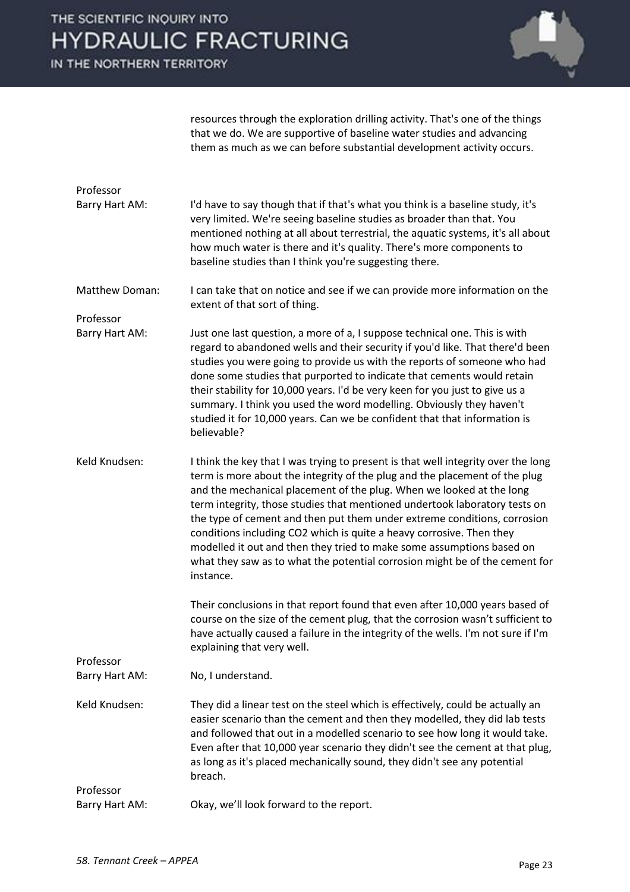resources through the exploration drilling activity. That's one of the things that we do. We are supportive of baseline water studies and advancing them as much as we can before substantial development activity occurs.

**Professor Barry Hart AM:** I'd have to say though that if that's what you think is a baseline study, it's very limited. We're seeing baseline studies as broader than that. You mentioned nothing at all about terrestrial, the aquatic systems, it's all about how much water is there and it's quality. There's more components to baseline studies than I think you're suggesting there.

**Matthew Doman:** I can take that on notice and see if we can provide more information on the extent of that sort of thing.

**Professor Barry Hart AM:** Just one last question, a more of a, I suppose technical one. This is with regard to abandoned wells and their security if you'd like. That there'd been studies you were going to provide us with the reports of someone who had done some studies that purported to indicate that cements would retain their stability for 10,000 years. I'd be very keen for you just to give us a summary. I think you used the word modelling. Obviously they haven't studied it for 10,000 years. Can we be confident that that information is believable?

**Keld Knudsen:** I think the key that I was trying to present is that well integrity over the long term is more about the integrity of the plug and the placement of the plug and the mechanical placement of the plug. When we looked at the long term integrity, those studies that mentioned undertook laboratory tests on the type of cement and then put them under extreme conditions, corrosion conditions including $CO_2$ which is quite a heavy corrosive. Then they modelled it out and then they tried to make some assumptions based on what they saw as to what the potential corrosion might be of the cement for instance.

Their conclusions in that report found that even after 10,000 years based of course on the size of the cement plug, that the corrosion wasn't sufficient to have actually caused a failure in the integrity of the wells. I'm not sure if I'm explaining that very well.

**Professor Barry Hart AM:** No, I understand.

**Keld Knudsen:** They did a linear test on the steel which is effectively, could be actually an easier scenario than the cement and then they modelled, they did lab tests and followed that out in a modelled scenario to see how long it would take. Even after that 10,000 year scenario they didn't see the cement at that plug, as long as it's placed mechanically sound, they didn't see any potential breach.

**Professor Barry Hart AM:** Okay, we'll look forward to the report.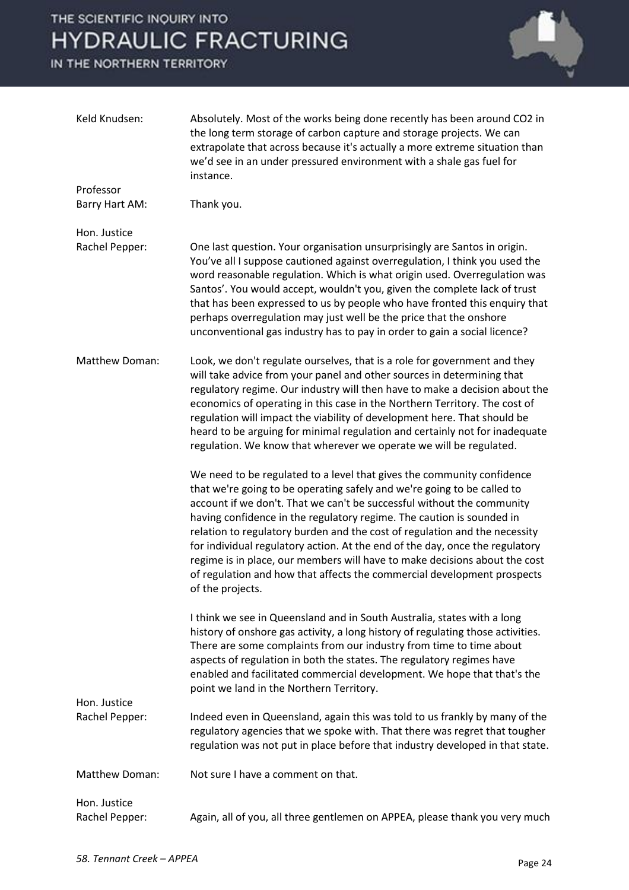Keld Knudsen: Absolutely. Most of the works being done recently has been around $CO_2$ in the long term storage of carbon capture and storage projects. We can extrapolate that across because it's actually a more extreme situation than we'd see in an under pressured environment with a shale gas fuel for instance.

Professor Barry Hart AM: Thank you.

Hon. Justice Rachel Pepper: One last question. Your organisation unsurprisingly are Santos in origin. You've all I suppose cautioned against overregulation, I think you used the word reasonable regulation. Which is what origin used. Overregulation was Santos'. You would accept, wouldn't you, given the complete lack of trust that has been expressed to us by people who have fronted this enquiry that perhaps overregulation may just well be the price that the onshore unconventional gas industry has to pay in order to gain a social licence?

Matthew Doman: Look, we don't regulate ourselves, that is a role for government and they will take advice from your panel and other sources in determining that regulatory regime. Our industry will then have to make a decision about the economics of operating in this case in the Northern Territory. The cost of regulation will impact the viability of development here. That should be heard to be arguing for minimal regulation and certainly not for inadequate regulation. We know that wherever we operate we will be regulated.

We need to be regulated to a level that gives the community confidence that we're going to be operating safely and we're going to be called to account if we don't. That we can't be successful without the community having confidence in the regulatory regime. The caution is sounded in relation to regulatory burden and the cost of regulation and the necessity for individual regulatory action. At the end of the day, once the regulatory regime is in place, our members will have to make decisions about the cost of regulation and how that affects the commercial development prospects of the projects.

I think we see in Queensland and in South Australia, states with a long history of onshore gas activity, a long history of regulating those activities. There are some complaints from our industry from time to time about aspects of regulation in both the states. The regulatory regimes have enabled and facilitated commercial development. We hope that that's the point we land in the Northern Territory.

Hon. Justice Rachel Pepper: Indeed even in Queensland, again this was told to us frankly by many of the regulatory agencies that we spoke with. That there was regret that tougher regulation was not put in place before that industry developed in that state.

Matthew Doman: Not sure I have a comment on that.

Hon. Justice Rachel Pepper: Again, all of you, all three gentlemen on APPEA, please thank you very much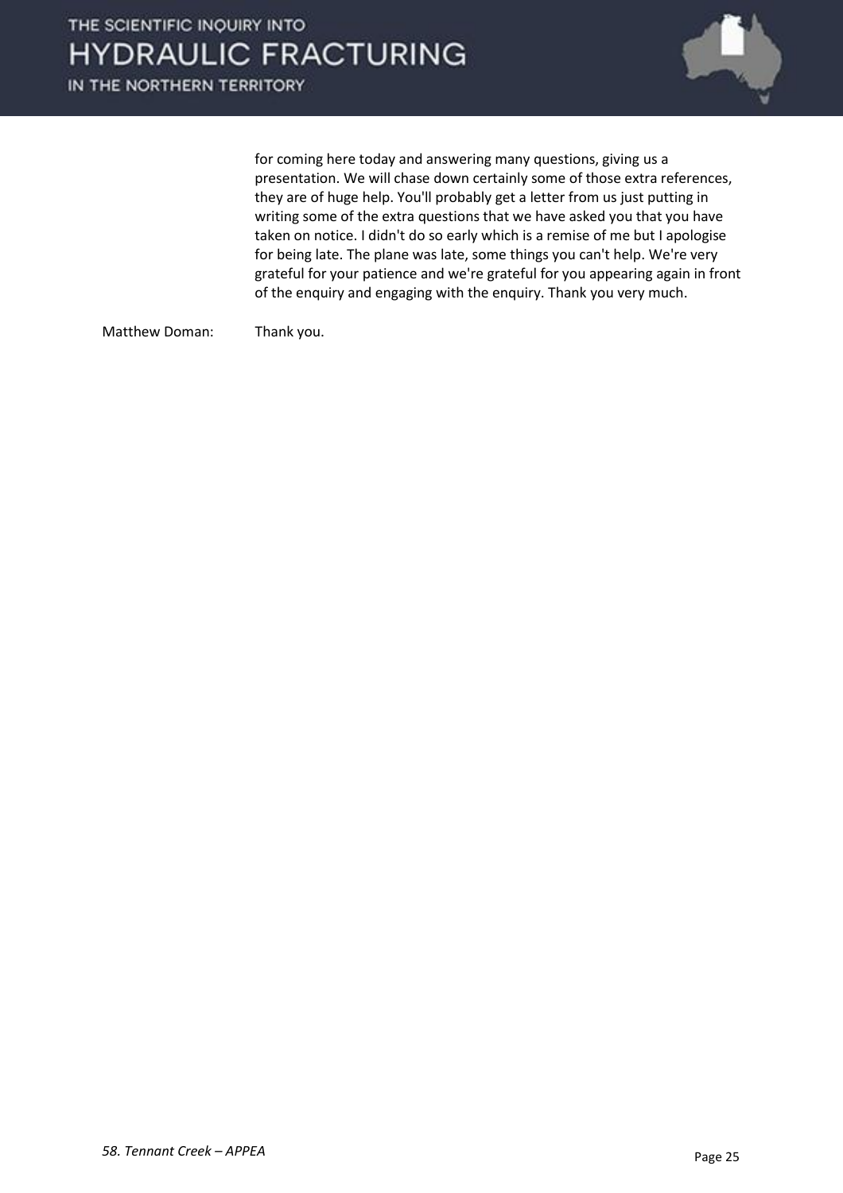for coming here today and answering many questions, giving us a presentation. We will chase down certainly some of those extra references, they are of huge help. You'll probably get a letter from us just putting in writing some of the extra questions that we have asked you that you have taken on notice. I didn't do so early which is a remise of me but I apologise for being late. The plane was late, some things you can't help. We're very grateful for your patience and we're grateful for you appearing again in front of the enquiry and engaging with the enquiry. Thank you very much.

Matthew Doman: Thank you.